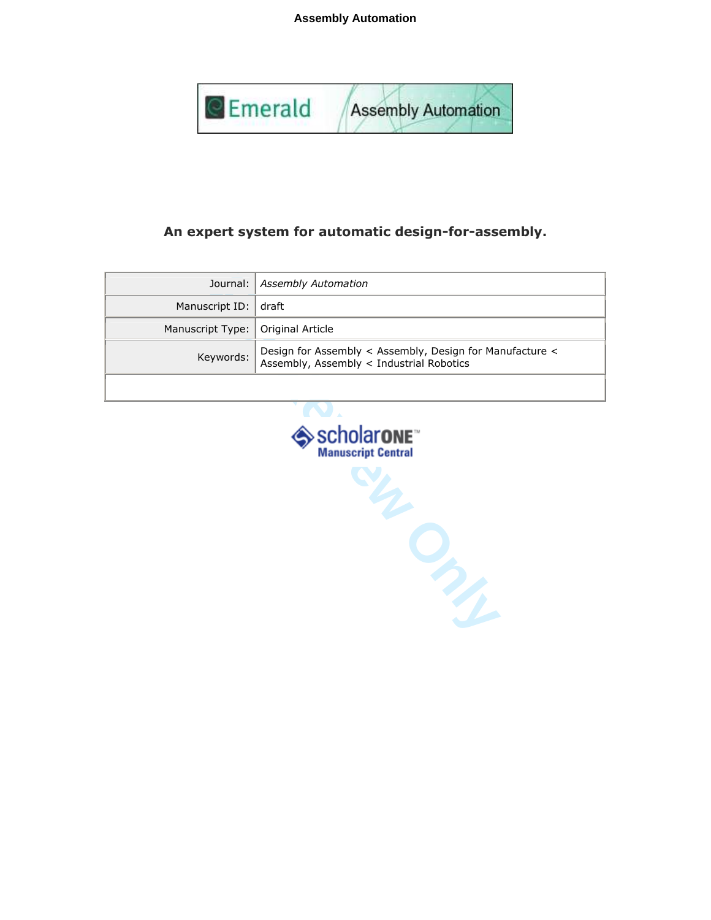# An expert system for automatic design-for-assembly.

| Journal: | *Assembly Automation* |
|---|---|
| Manuscript ID: | draft |
| Manuscript Type: | Original Article |
| Keywords: | Design for Assembly < Assembly, Design for Manufacture < Assembly, Assembly < Industrial Robotics |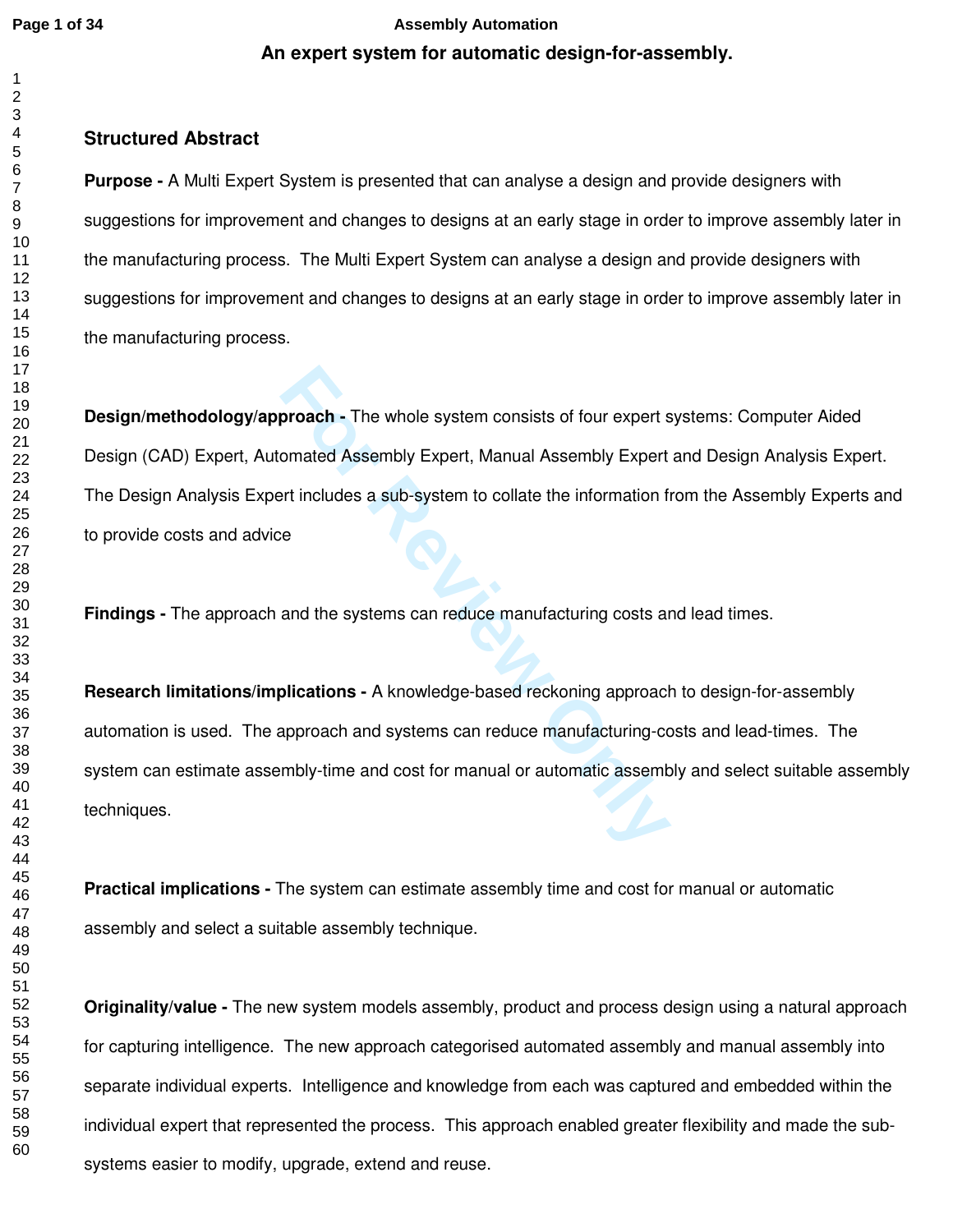# An expert system for automatic design-for-assembly.

## Structured Abstract

**Purpose -** A Multi Expert System is presented that can analyse a design and provide designers with suggestions for improvement and changes to designs at an early stage in order to improve assembly later in the manufacturing process. The Multi Expert System can analyse a design and provide designers with suggestions for improvement and changes to designs at an early stage in order to improve assembly later in the manufacturing process.

**Design/methodology/approach -** The whole system consists of four expert systems: Computer Aided Design (CAD) Expert, Automated Assembly Expert, Manual Assembly Expert and Design Analysis Expert. The Design Analysis Expert includes a sub-system to collate the information from the Assembly Experts and to provide costs and advice

**Findings -** The approach and the systems can reduce manufacturing costs and lead times.

**Research limitations/implications -** A knowledge-based reckoning approach to design-for-assembly automation is used. The approach and systems can reduce manufacturing-costs and lead-times. The system can estimate assembly-time and cost for manual or automatic assembly and select suitable assembly techniques.

**Practical implications -** The system can estimate assembly time and cost for manual or automatic assembly and select a suitable assembly technique.

**Originality/value -** The new system models assembly, product and process design using a natural approach for capturing intelligence. The new approach categorised automated assembly and manual assembly into separate individual experts. Intelligence and knowledge from each was captured and embedded within the individual expert that represented the process. This approach enabled greater flexibility and made the sub-systems easier to modify, upgrade, extend and reuse.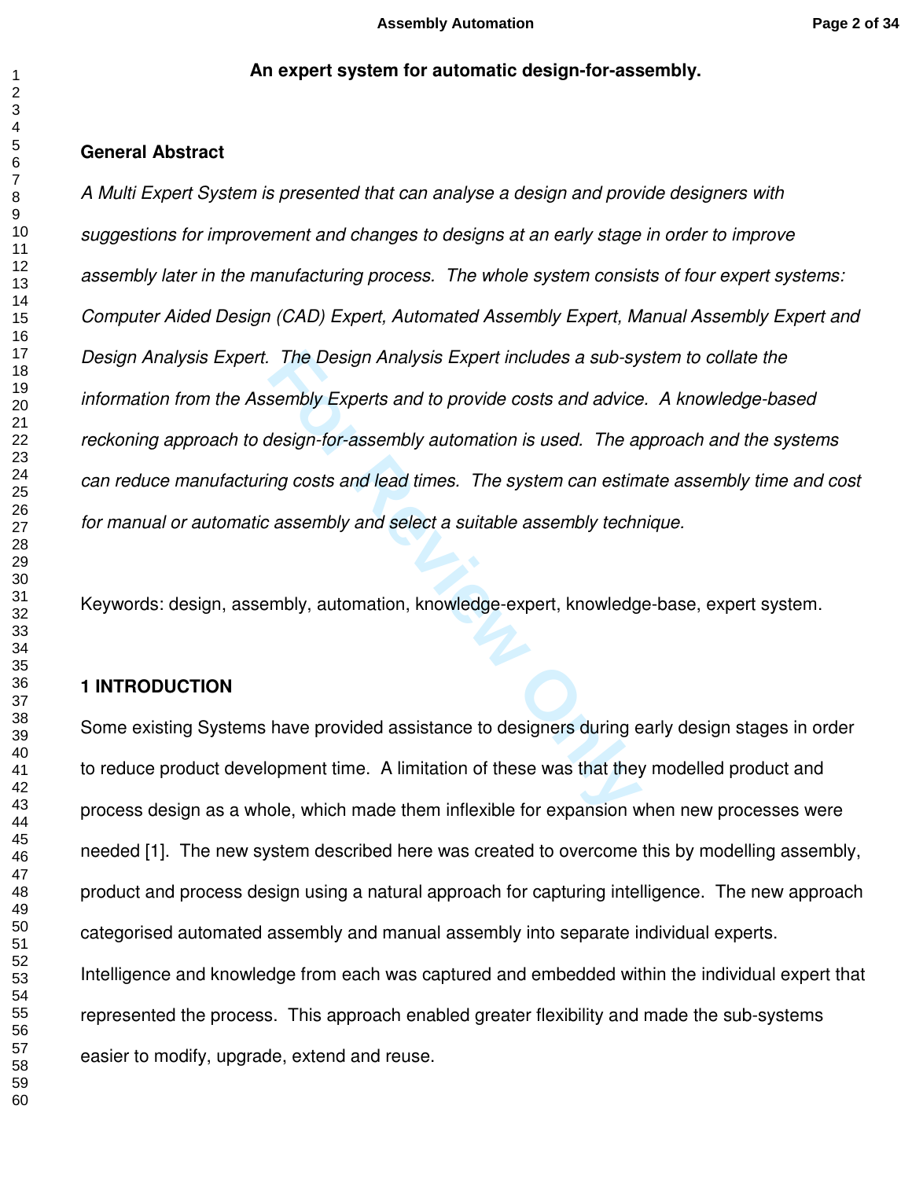# An expert system for automatic design-for-assembly.

## General Abstract

*A Multi Expert System is presented that can analyse a design and provide designers with suggestions for improvement and changes to designs at an early stage in order to improve assembly later in the manufacturing process. The whole system consists of four expert systems: Computer Aided Design (CAD) Expert, Automated Assembly Expert, Manual Assembly Expert and Design Analysis Expert. The Design Analysis Expert includes a sub-system to collate the information from the Assembly Experts and to provide costs and advice. A knowledge-based reckoning approach to design-for-assembly automation is used. The approach and the systems can reduce manufacturing costs and lead times. The system can estimate assembly time and cost for manual or automatic assembly and select a suitable assembly technique.*

Keywords: design, assembly, automation, knowledge-expert, knowledge-base, expert system.

## 1 INTRODUCTION

Some existing Systems have provided assistance to designers during early design stages in order to reduce product development time. A limitation of these was that they modelled product and process design as a whole, which made them inflexible for expansion when new processes were needed [1]. The new system described here was created to overcome this by modelling assembly, product and process design using a natural approach for capturing intelligence. The new approach categorised automated assembly and manual assembly into separate individual experts. Intelligence and knowledge from each was captured and embedded within the individual expert that represented the process. This approach enabled greater flexibility and made the sub-systems easier to modify, upgrade, extend and reuse.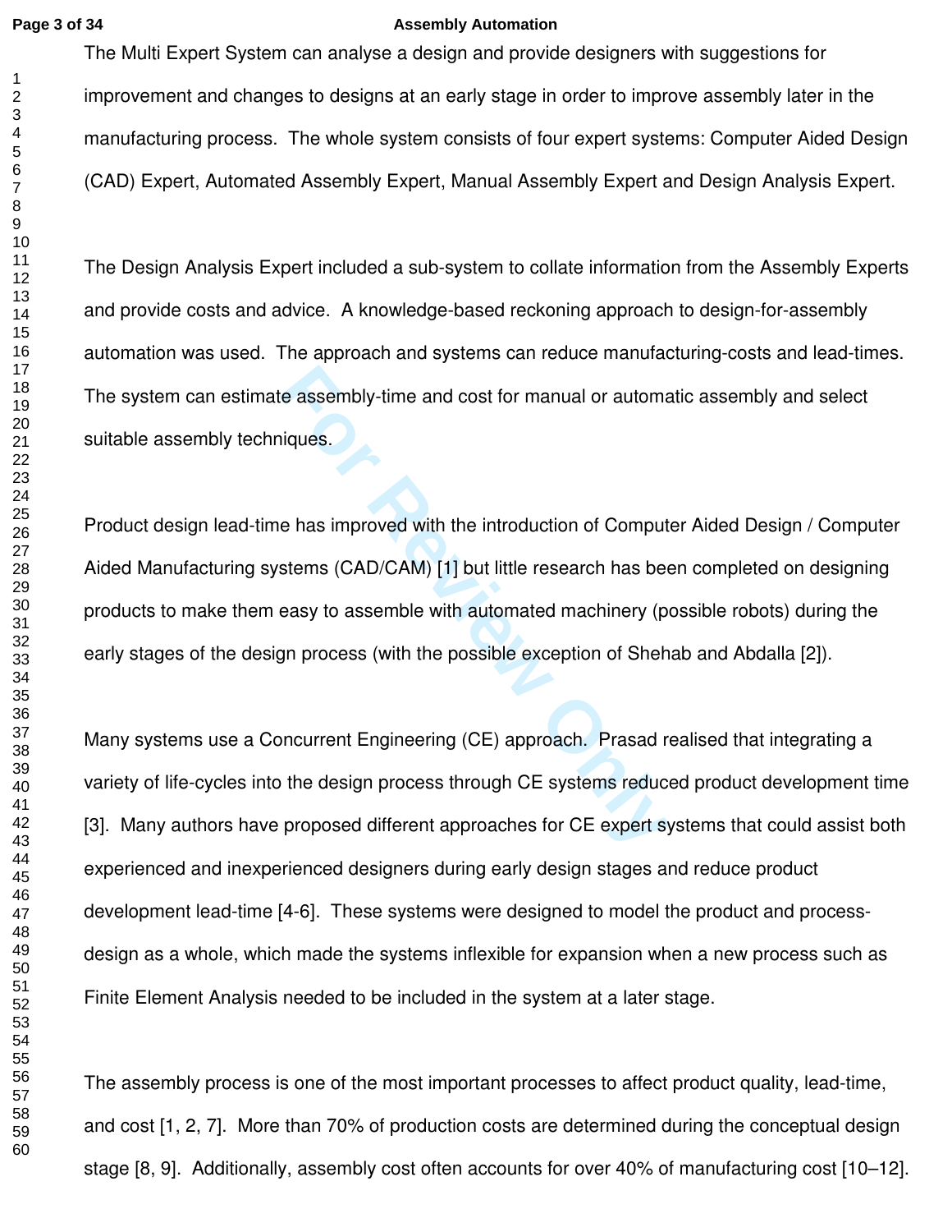The Multi Expert System can analyse a design and provide designers with suggestions for improvement and changes to designs at an early stage in order to improve assembly later in the manufacturing process. The whole system consists of four expert systems: Computer Aided Design (CAD) Expert, Automated Assembly Expert, Manual Assembly Expert and Design Analysis Expert.

The Design Analysis Expert included a sub-system to collate information from the Assembly Experts and provide costs and advice. A knowledge-based reckoning approach to design-for-assembly automation was used. The approach and systems can reduce manufacturing-costs and lead-times. The system can estimate assembly-time and cost for manual or automatic assembly and select suitable assembly techniques.

Product design lead-time has improved with the introduction of Computer Aided Design / Computer Aided Manufacturing systems (CAD/CAM) [1] but little research has been completed on designing products to make them easy to assemble with automated machinery (possible robots) during the early stages of the design process (with the possible exception of Shehab and Abdalla [2]).

Many systems use a Concurrent Engineering (CE) approach. Prasad realised that integrating a variety of life-cycles into the design process through CE systems reduced product development time [3]. Many authors have proposed different approaches for CE expert systems that could assist both experienced and inexperienced designers during early design stages and reduce product development lead-time [4-6]. These systems were designed to model the product and process-design as a whole, which made the systems inflexible for expansion when a new process such as Finite Element Analysis needed to be included in the system at a later stage.

The assembly process is one of the most important processes to affect product quality, lead-time, and cost [1, 2, 7]. More than 70% of production costs are determined during the conceptual design stage [8, 9]. Additionally, assembly cost often accounts for over 40% of manufacturing cost [10–12].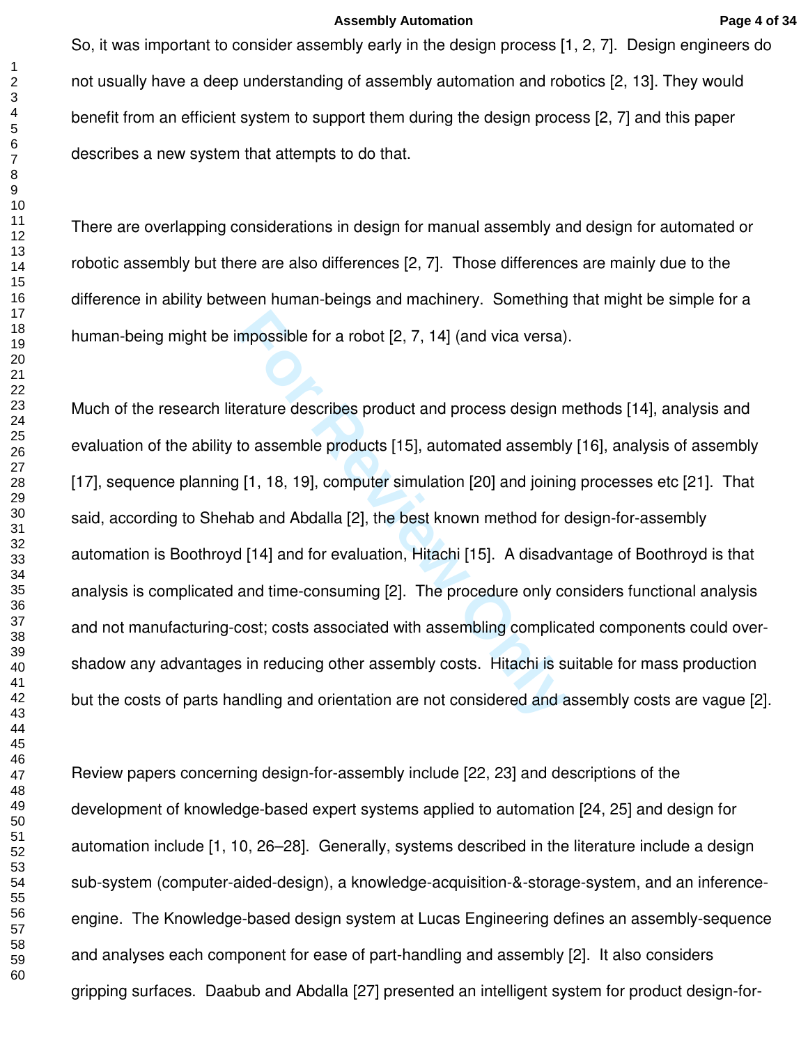So, it was important to consider assembly early in the design process [1, 2, 7]. Design engineers do not usually have a deep understanding of assembly automation and robotics [2, 13]. They would benefit from an efficient system to support them during the design process [2, 7] and this paper describes a new system that attempts to do that.

There are overlapping considerations in design for manual assembly and design for automated or robotic assembly but there are also differences [2, 7]. Those differences are mainly due to the difference in ability between human-beings and machinery. Something that might be simple for a human-being might be impossible for a robot [2, 7, 14] (and vica versa).

Much of the research literature describes product and process design methods [14], analysis and evaluation of the ability to assemble products [15], automated assembly [16], analysis of assembly [17], sequence planning [1, 18, 19], computer simulation [20] and joining processes etc [21]. That said, according to Shehab and Abdalla [2], the best known method for design-for-assembly automation is Boothroyd [14] and for evaluation, Hitachi [15]. A disadvantage of Boothroyd is that analysis is complicated and time-consuming [2]. The procedure only considers functional analysis and not manufacturing-cost; costs associated with assembling complicated components could over-shadow any advantages in reducing other assembly costs. Hitachi is suitable for mass production but the costs of parts handling and orientation are not considered and assembly costs are vague [2].

Review papers concerning design-for-assembly include [22, 23] and descriptions of the development of knowledge-based expert systems applied to automation [24, 25] and design for automation include [1, 10, 26–28]. Generally, systems described in the literature include a design sub-system (computer-aided-design), a knowledge-acquisition-&-storage-system, and an inference-engine. The Knowledge-based design system at Lucas Engineering defines an assembly-sequence and analyses each component for ease of part-handling and assembly [2]. It also considers gripping surfaces. Daabub and Abdalla [27] presented an intelligent system for product design-for-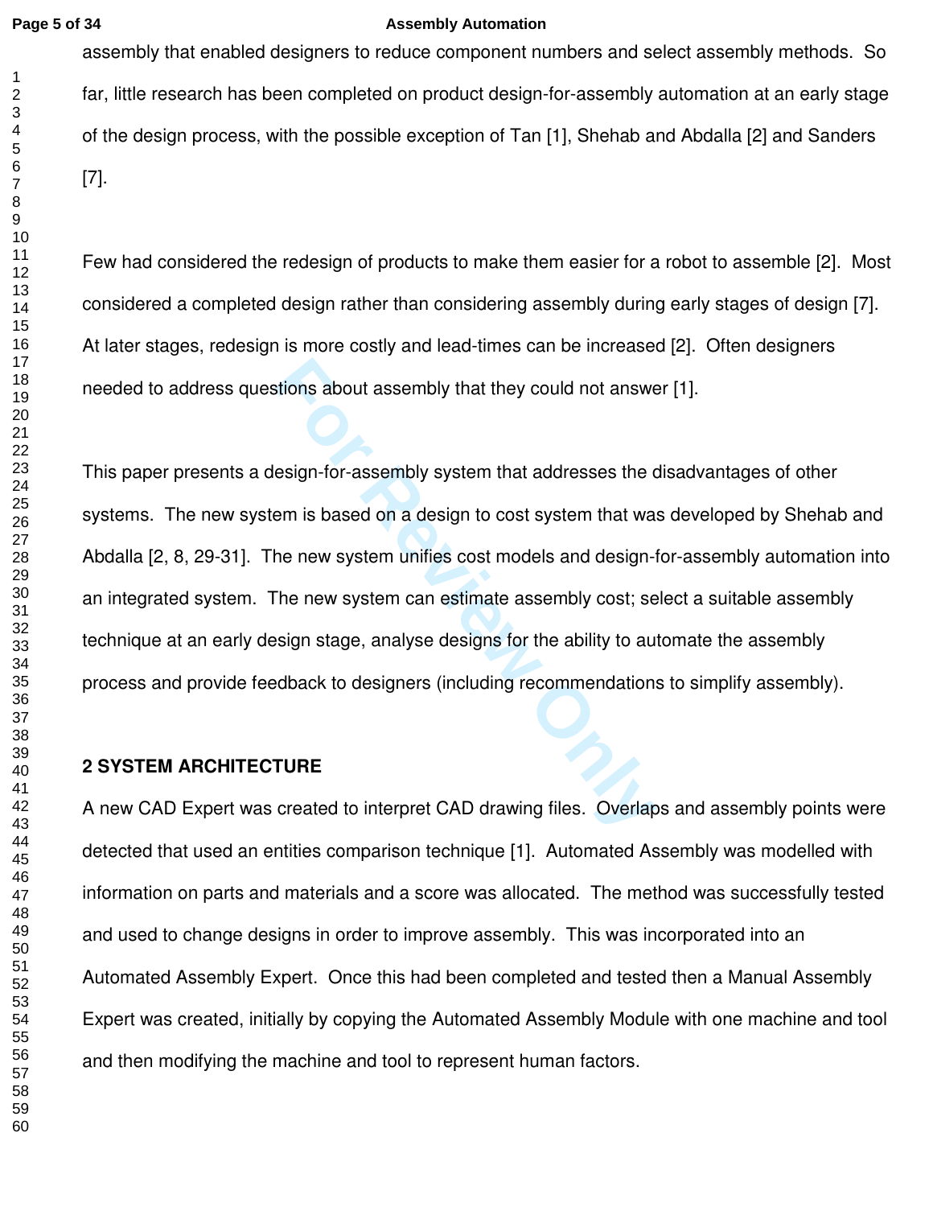assembly that enabled designers to reduce component numbers and select assembly methods. So far, little research has been completed on product design-for-assembly automation at an early stage of the design process, with the possible exception of Tan [1], Shehab and Abdalla [2] and Sanders [7].

Few had considered the redesign of products to make them easier for a robot to assemble [2]. Most considered a completed design rather than considering assembly during early stages of design [7]. At later stages, redesign is more costly and lead-times can be increased [2]. Often designers needed to address questions about assembly that they could not answer [1].

This paper presents a design-for-assembly system that addresses the disadvantages of other systems. The new system is based on a design to cost system that was developed by Shehab and Abdalla [2, 8, 29-31]. The new system unifies cost models and design-for-assembly automation into an integrated system. The new system can estimate assembly cost; select a suitable assembly technique at an early design stage, analyse designs for the ability to automate the assembly process and provide feedback to designers (including recommendations to simplify assembly).

## 2 SYSTEM ARCHITECTURE

A new CAD Expert was created to interpret CAD drawing files. Overlaps and assembly points were detected that used an entities comparison technique [1]. Automated Assembly was modelled with information on parts and materials and a score was allocated. The method was successfully tested and used to change designs in order to improve assembly. This was incorporated into an Automated Assembly Expert. Once this had been completed and tested then a Manual Assembly Expert was created, initially by copying the Automated Assembly Module with one machine and tool and then modifying the machine and tool to represent human factors.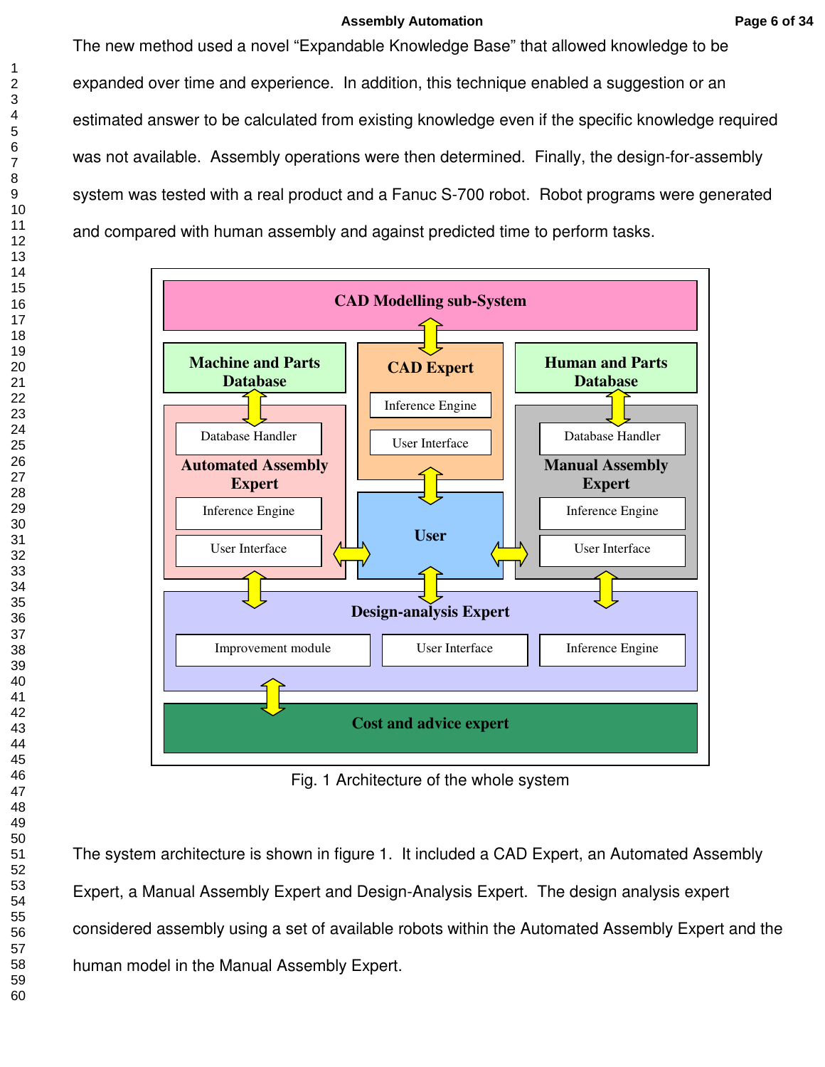The new method used a novel “Expandable Knowledge Base” that allowed knowledge to be expanded over time and experience. In addition, this technique enabled a suggestion or an estimated answer to be calculated from existing knowledge even if the specific knowledge required was not available. Assembly operations were then determined. Finally, the design-for-assembly system was tested with a real product and a Fanuc S-700 robot. Robot programs were generated and compared with human assembly and against predicted time to perform tasks.

Fig. 1 Architecture of the whole system

The system architecture is shown in figure 1. It included a CAD Expert, an Automated Assembly Expert, a Manual Assembly Expert and Design-Analysis Expert. The design analysis expert considered assembly using a set of available robots within the Automated Assembly Expert and the human model in the Manual Assembly Expert.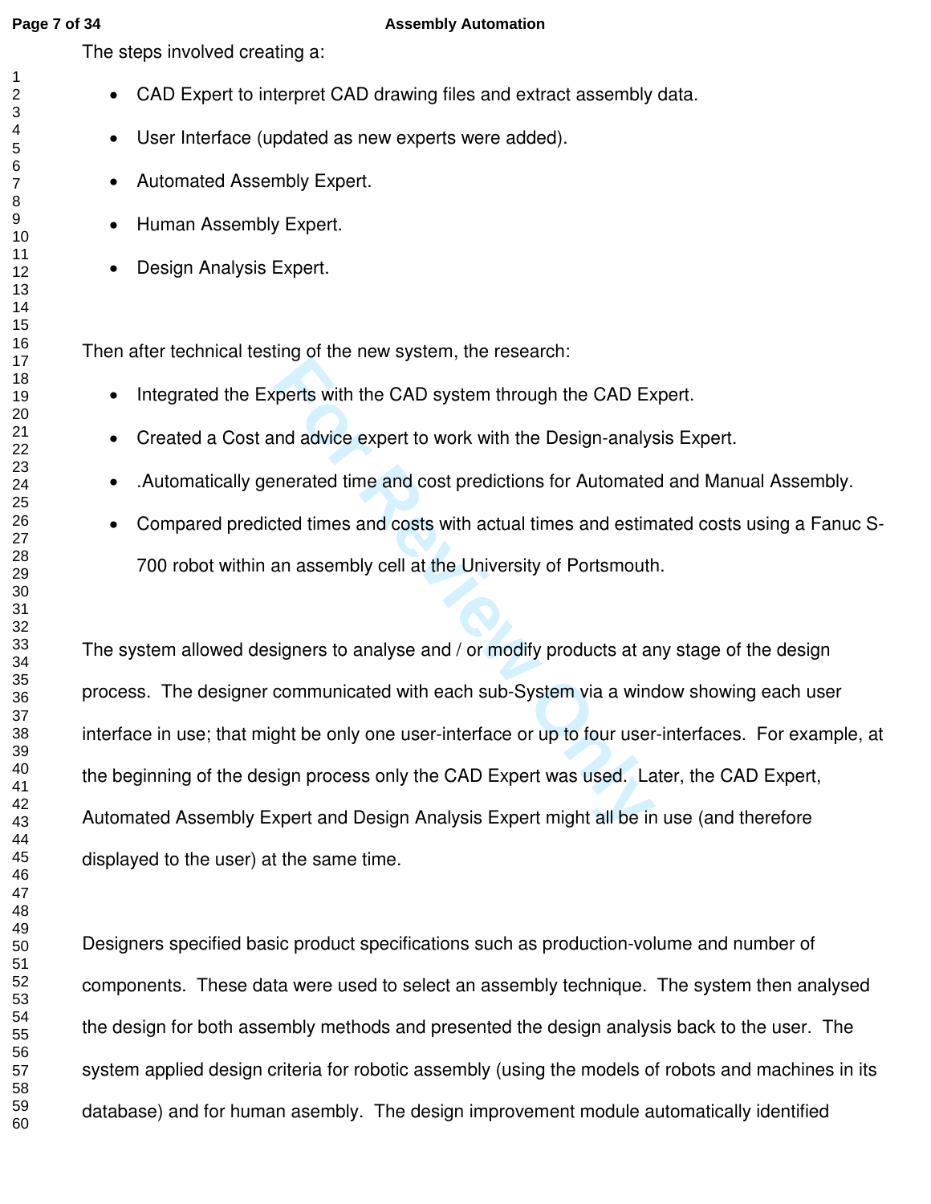The steps involved creating a:

- CAD Expert to interpret CAD drawing files and extract assembly data.
- User Interface (updated as new experts were added).
- Automated Assembly Expert.
- Human Assembly Expert.
- Design Analysis Expert.

Then after technical testing of the new system, the research:

- Integrated the Experts with the CAD system through the CAD Expert.
- Created a Cost and advice expert to work with the Design-analysis Expert.
- .Automatically generated time and cost predictions for Automated and Manual Assembly.
- Compared predicted times and costs with actual times and estimated costs using a Fanuc S-700 robot within an assembly cell at the University of Portsmouth.

The system allowed designers to analyse and / or modify products at any stage of the design process. The designer communicated with each sub-System via a window showing each user interface in use; that might be only one user-interface or up to four user-interfaces. For example, at the beginning of the design process only the CAD Expert was used. Later, the CAD Expert, Automated Assembly Expert and Design Analysis Expert might all be in use (and therefore displayed to the user) at the same time.

Designers specified basic product specifications such as production-volume and number of components. These data were used to select an assembly technique. The system then analysed the design for both assembly methods and presented the design analysis back to the user. The system applied design criteria for robotic assembly (using the models of robots and machines in its database) and for human asembly. The design improvement module automatically identified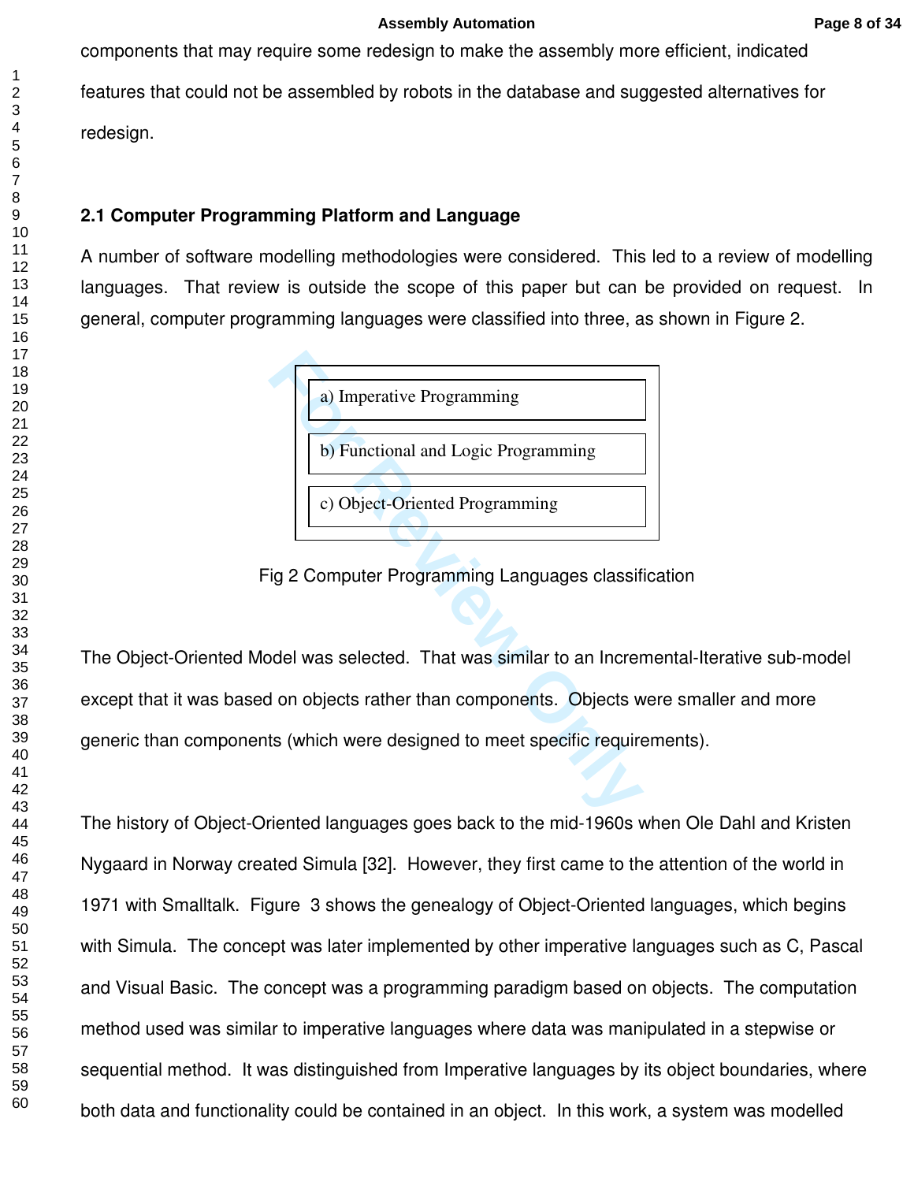components that may require some redesign to make the assembly more efficient, indicated features that could not be assembled by robots in the database and suggested alternatives for redesign.

### 2.1 Computer Programming Platform and Language

A number of software modelling methodologies were considered. This led to a review of modelling languages. That review is outside the scope of this paper but can be provided on request. In general, computer programming languages were classified into three, as shown in Figure 2.

| a) Imperative Programming |
|---|
| b) Functional and Logic Programming |
| c) Object-Oriented Programming |

Fig 2 Computer Programming Languages classification

The Object-Oriented Model was selected. That was similar to an Incremental-Iterative sub-model except that it was based on objects rather than components. Objects were smaller and more generic than components (which were designed to meet specific requirements).

The history of Object-Oriented languages goes back to the mid-1960s when Ole Dahl and Kristen Nygaard in Norway created Simula [32]. However, they first came to the attention of the world in 1971 with Smalltalk. Figure 3 shows the genealogy of Object-Oriented languages, which begins with Simula. The concept was later implemented by other imperative languages such as C, Pascal and Visual Basic. The concept was a programming paradigm based on objects. The computation method used was similar to imperative languages where data was manipulated in a stepwise or sequential method. It was distinguished from Imperative languages by its object boundaries, where both data and functionality could be contained in an object. In this work, a system was modelled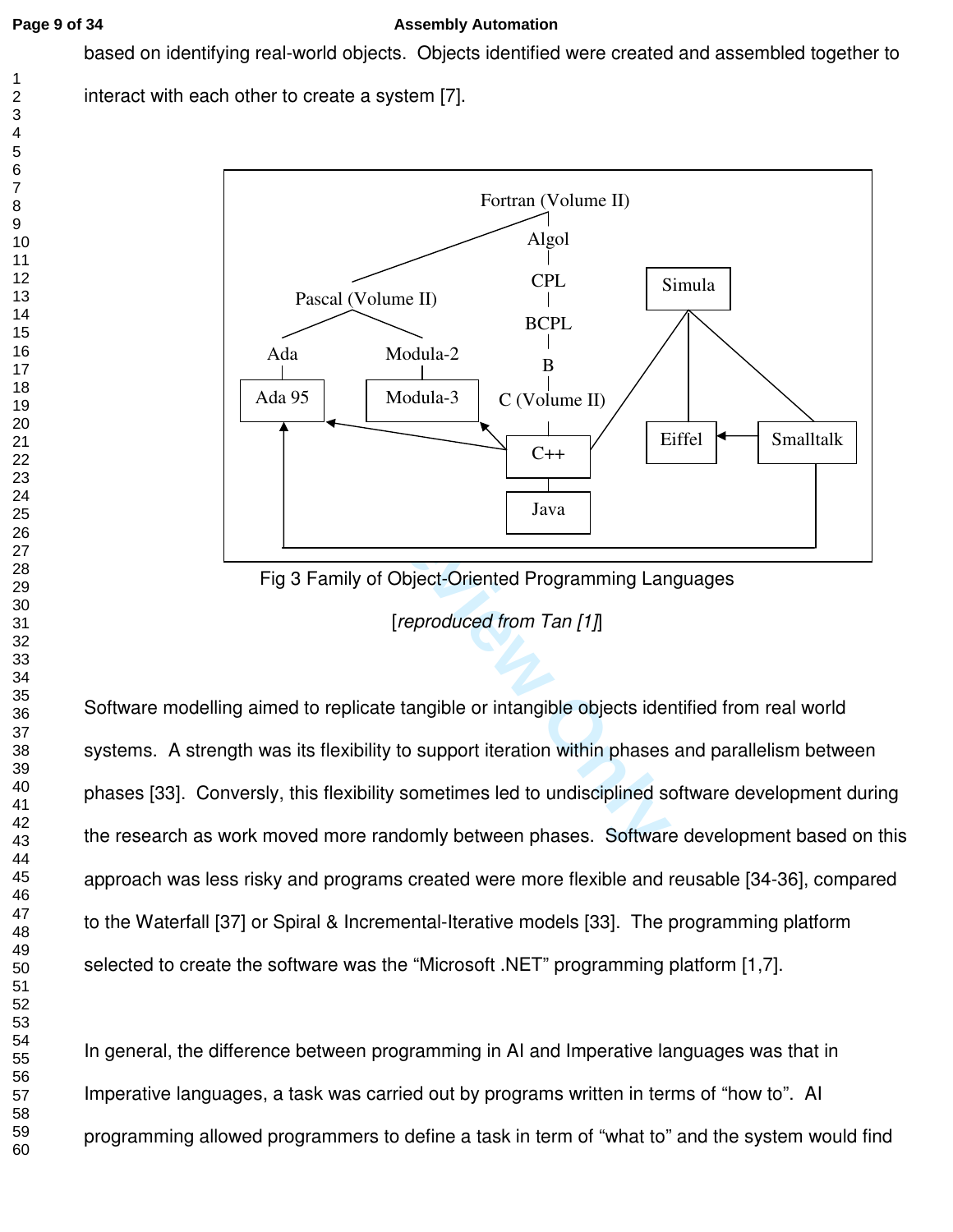based on identifying real-world objects. Objects identified were created and assembled together to interact with each other to create a system [7].

Fig 3 Family of Object-Oriented Programming Languages

[*reproduced from Tan [1]*]

Software modelling aimed to replicate tangible or intangible objects identified from real world systems. A strength was its flexibility to support iteration within phases and parallelism between phases [33]. Conversly, this flexibility sometimes led to undisciplined software development during the research as work moved more randomly between phases. Software development based on this approach was less risky and programs created were more flexible and reusable [34-36], compared to the Waterfall [37] or Spiral & Incremental-Iterative models [33]. The programming platform selected to create the software was the "Microsoft .NET" programming platform [1,7].

In general, the difference between programming in AI and Imperative languages was that in Imperative languages, a task was carried out by programs written in terms of "how to". AI programming allowed programmers to define a task in term of "what to" and the system would find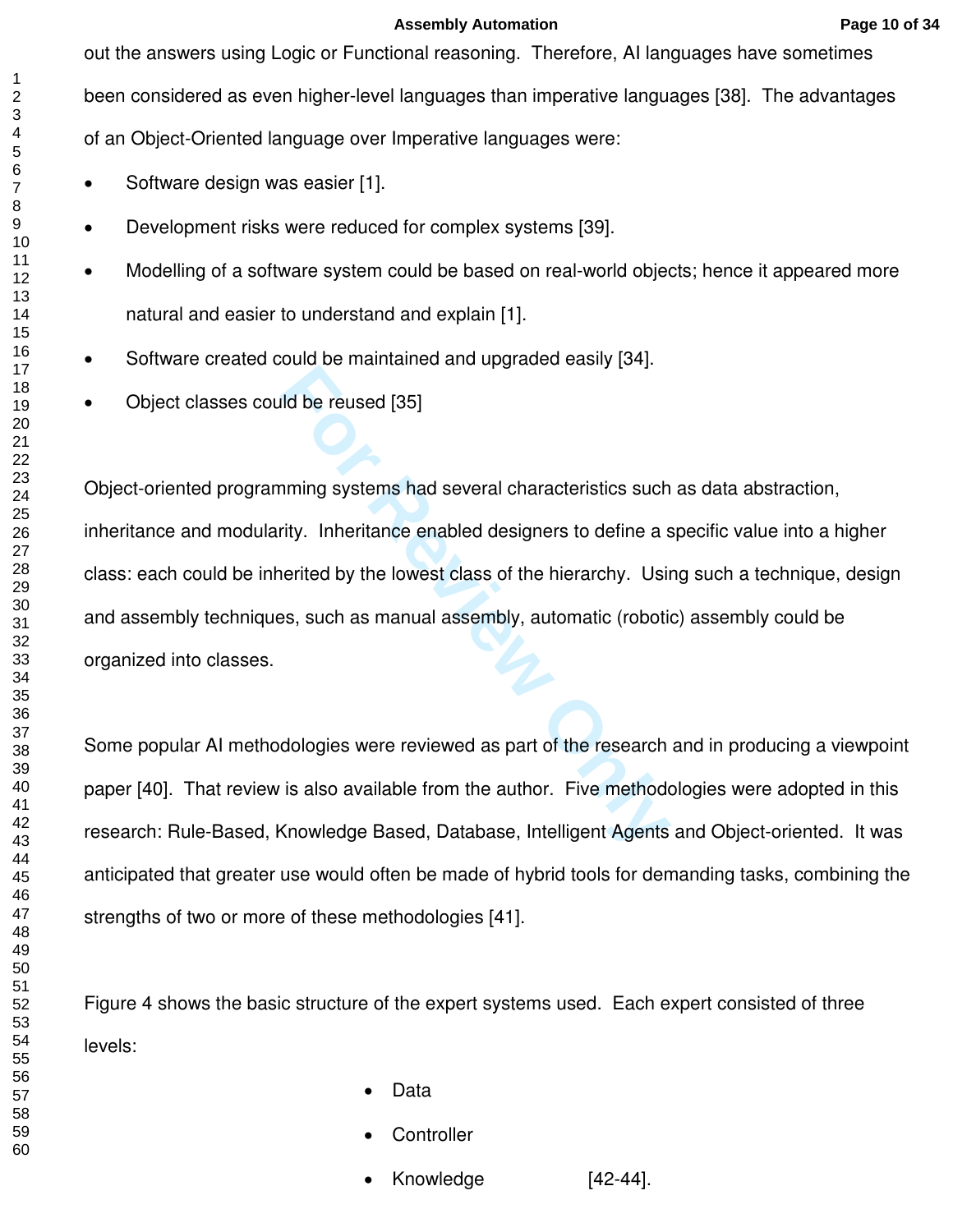out the answers using Logic or Functional reasoning. Therefore, AI languages have sometimes been considered as even higher-level languages than imperative languages [38]. The advantages of an Object-Oriented language over Imperative languages were:

- Software design was easier [1].
- Development risks were reduced for complex systems [39].
- Modelling of a software system could be based on real-world objects; hence it appeared more natural and easier to understand and explain [1].
- Software created could be maintained and upgraded easily [34].
- Object classes could be reused [35]

Object-oriented programming systems had several characteristics such as data abstraction, inheritance and modularity. Inheritance enabled designers to define a specific value into a higher class: each could be inherited by the lowest class of the hierarchy. Using such a technique, design and assembly techniques, such as manual assembly, automatic (robotic) assembly could be organized into classes.

Some popular AI methodologies were reviewed as part of the research and in producing a viewpoint paper [40]. That review is also available from the author. Five methodologies were adopted in this research: Rule-Based, Knowledge Based, Database, Intelligent Agents and Object-oriented. It was anticipated that greater use would often be made of hybrid tools for demanding tasks, combining the strengths of two or more of these methodologies [41].

Figure 4 shows the basic structure of the expert systems used. Each expert consisted of three levels:

- Data
- Controller
- Knowledge [42-44].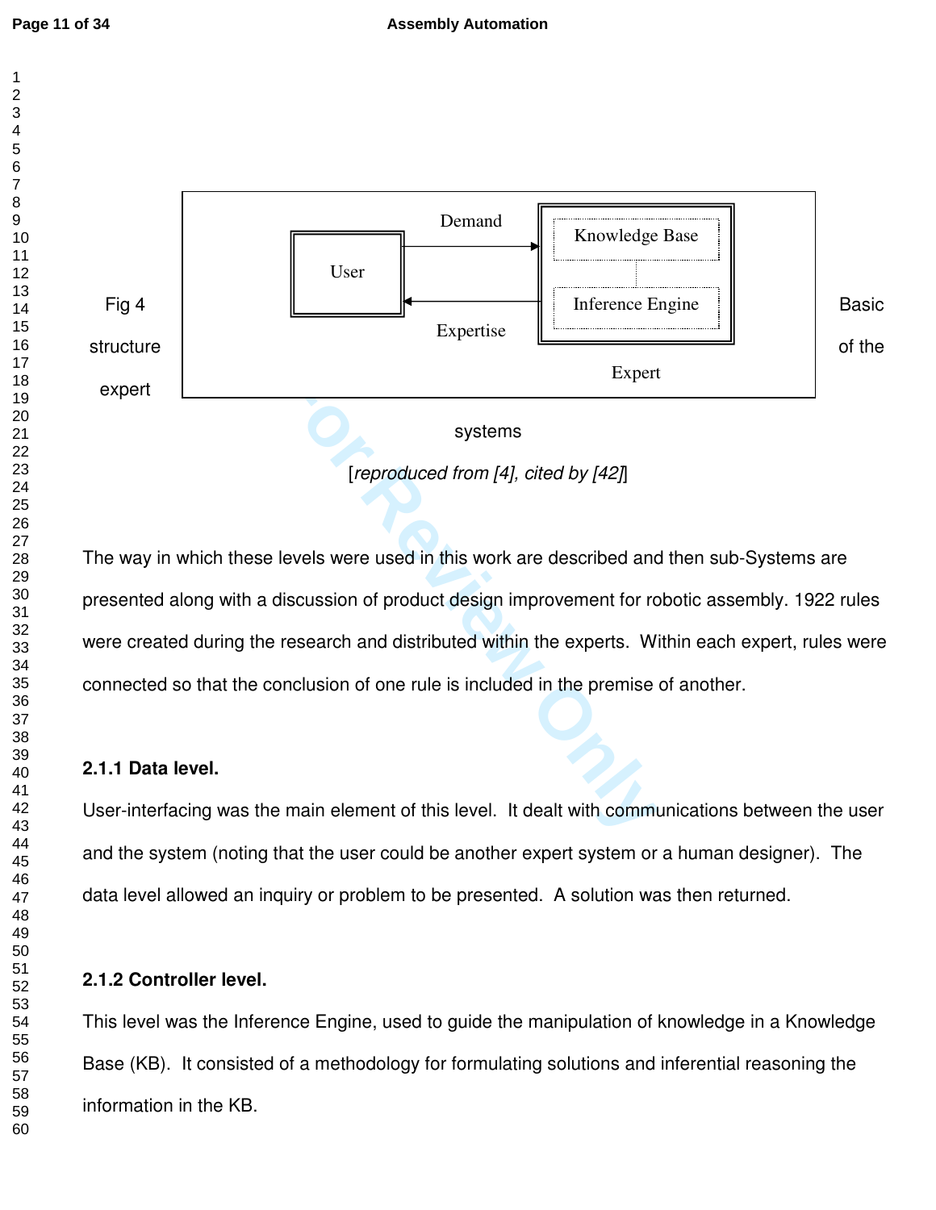Fig 4 Basic structure of the expert systems

[*reproduced from [4], cited by [42]*]

The way in which these levels were used in this work are described and then sub-Systems are presented along with a discussion of product design improvement for robotic assembly. 1922 rules were created during the research and distributed within the experts. Within each expert, rules were connected so that the conclusion of one rule is included in the premise of another.

### 2.1.1 Data level.

User-interfacing was the main element of this level. It dealt with communications between the user and the system (noting that the user could be another expert system or a human designer). The data level allowed an inquiry or problem to be presented. A solution was then returned.

### 2.1.2 Controller level.

This level was the Inference Engine, used to guide the manipulation of knowledge in a Knowledge Base (KB). It consisted of a methodology for formulating solutions and inferential reasoning the information in the KB.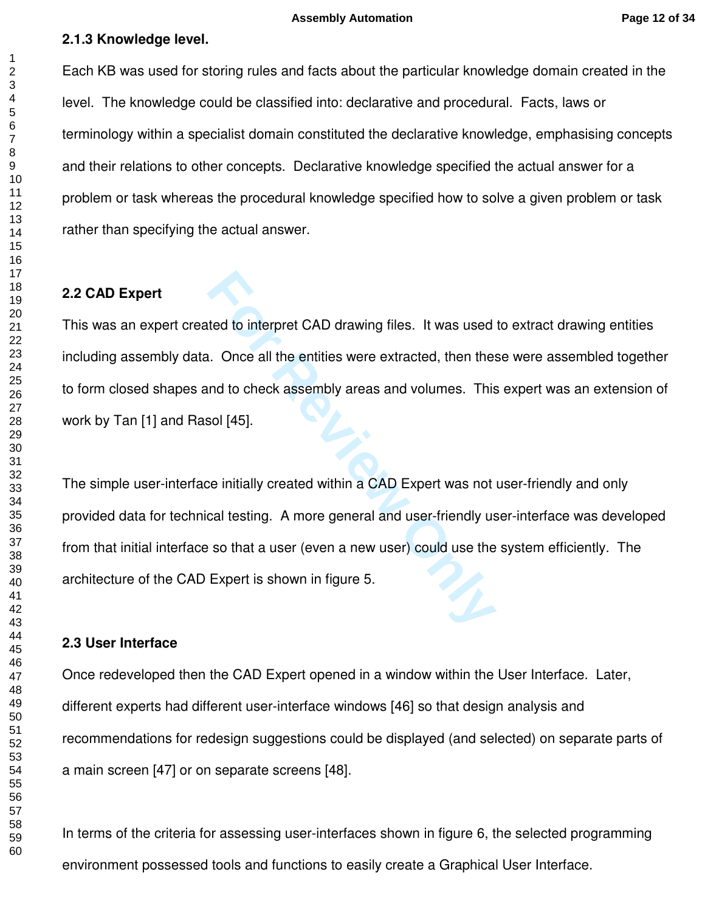### 2.1.3 Knowledge level.

Each KB was used for storing rules and facts about the particular knowledge domain created in the level. The knowledge could be classified into: declarative and procedural. Facts, laws or terminology within a specialist domain constituted the declarative knowledge, emphasising concepts and their relations to other concepts. Declarative knowledge specified the actual answer for a problem or task whereas the procedural knowledge specified how to solve a given problem or task rather than specifying the actual answer.

## 2.2 CAD Expert

This was an expert created to interpret CAD drawing files. It was used to extract drawing entities including assembly data. Once all the entities were extracted, then these were assembled together to form closed shapes and to check assembly areas and volumes. This expert was an extension of work by Tan [1] and Rasol [45].

The simple user-interface initially created within a CAD Expert was not user-friendly and only provided data for technical testing. A more general and user-friendly user-interface was developed from that initial interface so that a user (even a new user) could use the system efficiently. The architecture of the CAD Expert is shown in figure 5.

## 2.3 User Interface

Once redeveloped then the CAD Expert opened in a window within the User Interface. Later, different experts had different user-interface windows [46] so that design analysis and recommendations for redesign suggestions could be displayed (and selected) on separate parts of a main screen [47] or on separate screens [48].

In terms of the criteria for assessing user-interfaces shown in figure 6, the selected programming environment possessed tools and functions to easily create a Graphical User Interface.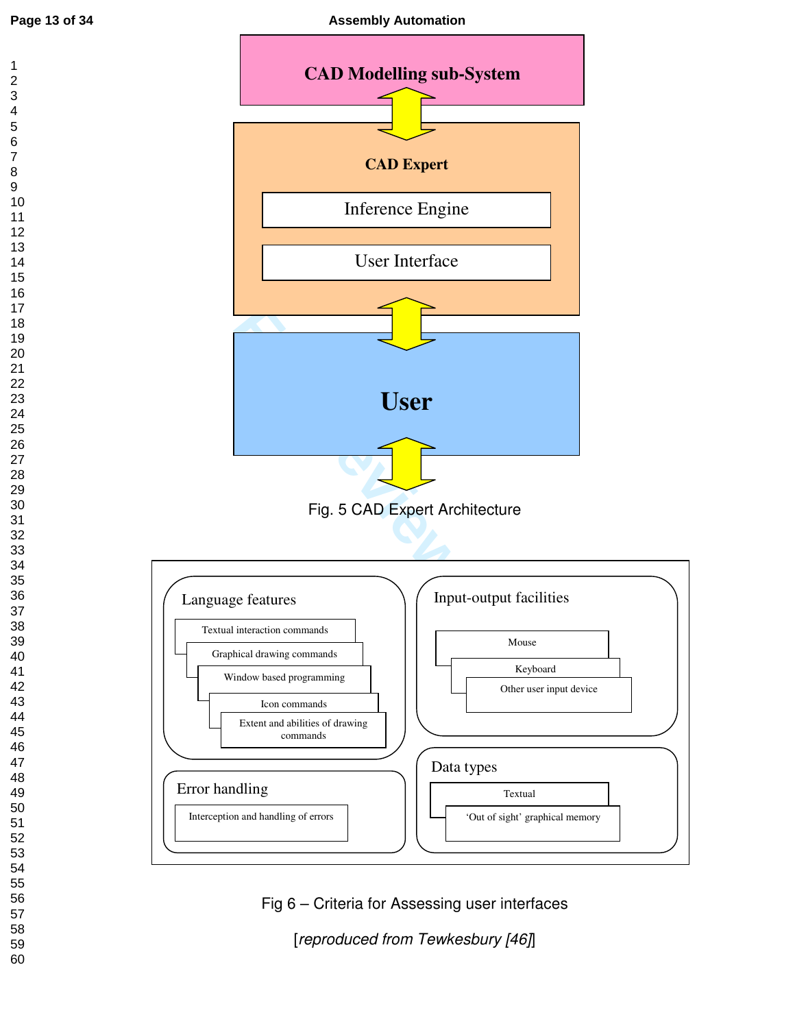CAD Modelling sub-System

CAD Expert

Inference Engine

User Interface

User

Fig. 5 CAD Expert Architecture

Language features

Textual interaction commands

Graphical drawing commands

Window based programming

Icon commands

Extent and abilities of drawing commands

Input-output facilities

Mouse

Keyboard

Other user input device

Error handling

Interception and handling of errors

Data types

Textual

'Out of sight' graphical memory

Fig 6 – Criteria for Assessing user interfaces

[*reproduced from Tewkesbury [46]*]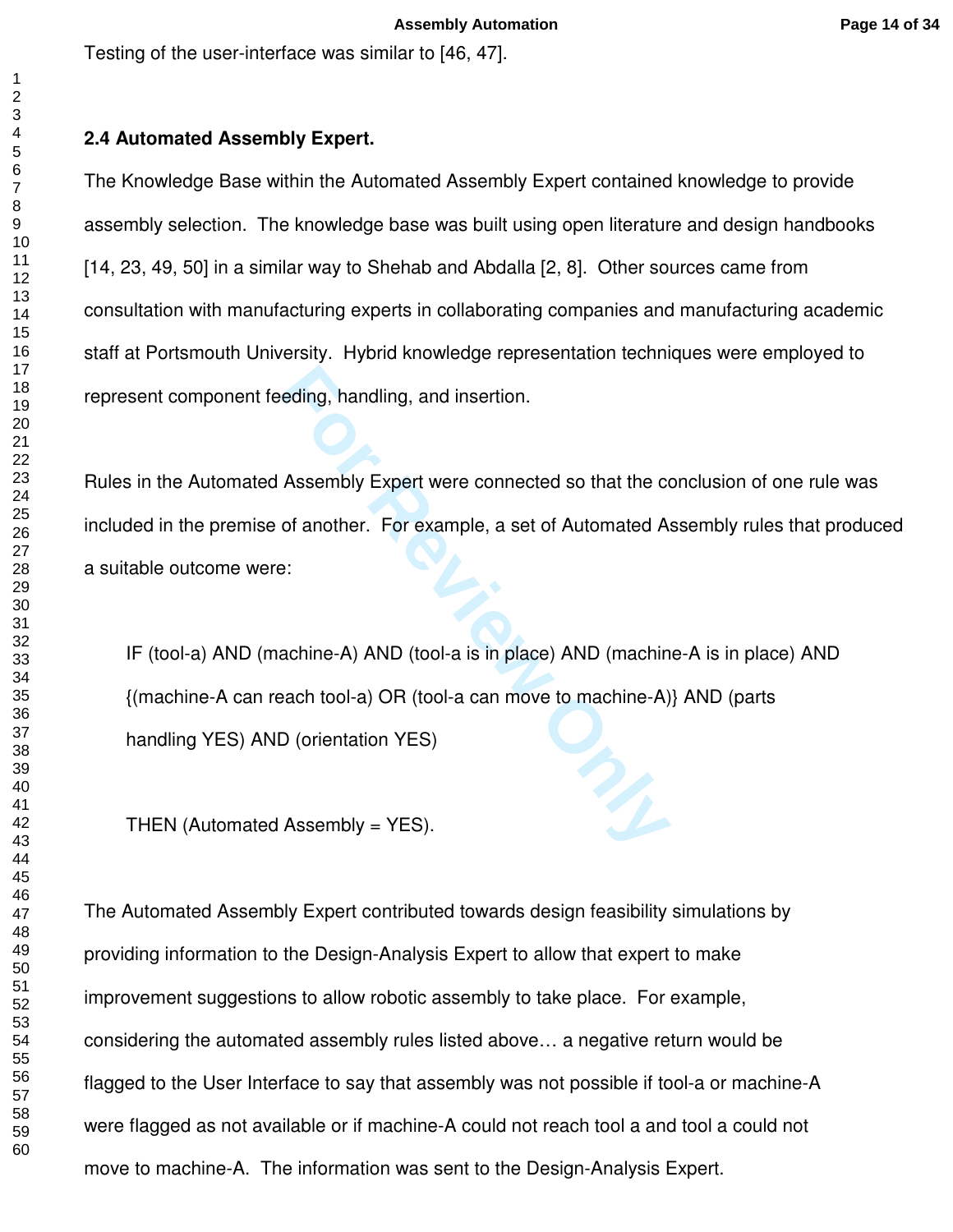Testing of the user-interface was similar to [46, 47].

### 2.4 Automated Assembly Expert.

The Knowledge Base within the Automated Assembly Expert contained knowledge to provide assembly selection. The knowledge base was built using open literature and design handbooks [14, 23, 49, 50] in a similar way to Shehab and Abdalla [2, 8]. Other sources came from consultation with manufacturing experts in collaborating companies and manufacturing academic staff at Portsmouth University. Hybrid knowledge representation techniques were employed to represent component feeding, handling, and insertion.

Rules in the Automated Assembly Expert were connected so that the conclusion of one rule was included in the premise of another. For example, a set of Automated Assembly rules that produced a suitable outcome were:

> IF (tool-a) AND (machine-A) AND (tool-a is in place) AND (machine-A is in place) AND {(machine-A can reach tool-a) OR (tool-a can move to machine-A)} AND (parts handling YES) AND (orientation YES)
>
> THEN (Automated Assembly = YES).

The Automated Assembly Expert contributed towards design feasibility simulations by providing information to the Design-Analysis Expert to allow that expert to make improvement suggestions to allow robotic assembly to take place. For example, considering the automated assembly rules listed above… a negative return would be flagged to the User Interface to say that assembly was not possible if tool-a or machine-A were flagged as not available or if machine-A could not reach tool a and tool a could not move to machine-A. The information was sent to the Design-Analysis Expert.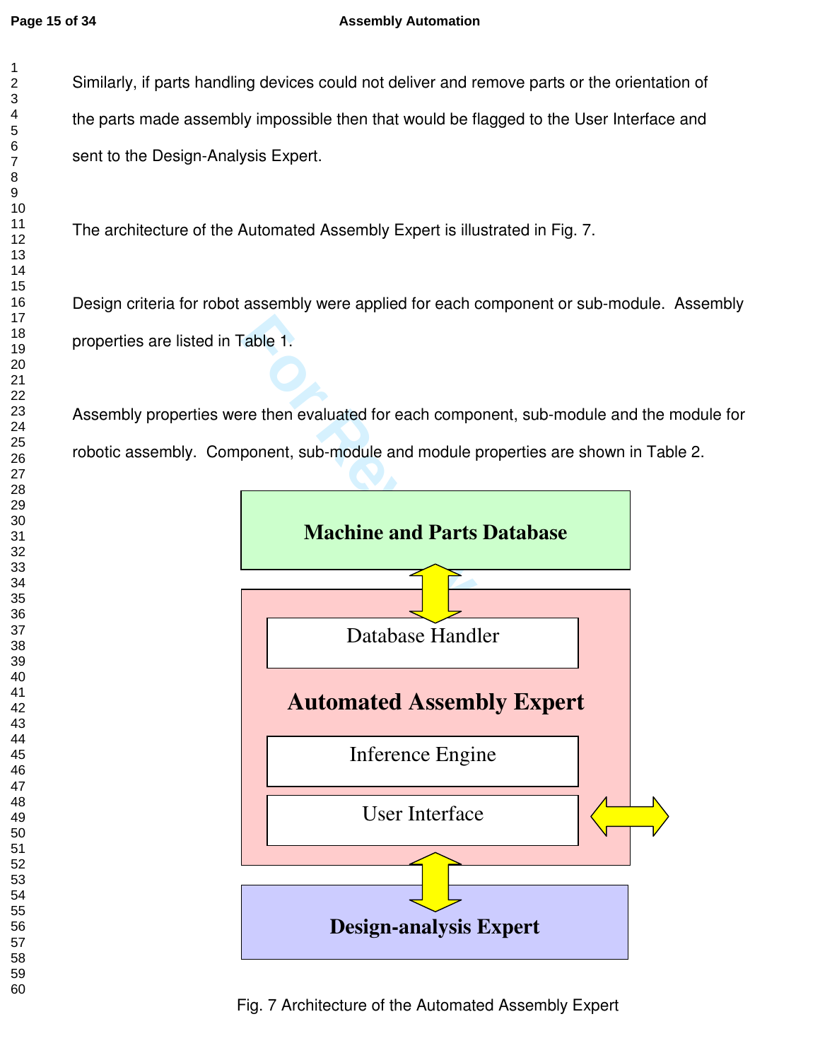Similarly, if parts handling devices could not deliver and remove parts or the orientation of the parts made assembly impossible then that would be flagged to the User Interface and sent to the Design-Analysis Expert.

The architecture of the Automated Assembly Expert is illustrated in Fig. 7.

Design criteria for robot assembly were applied for each component or sub-module. Assembly properties are listed in Table 1.

Assembly properties were then evaluated for each component, sub-module and the module for robotic assembly. Component, sub-module and module properties are shown in Table 2.

Machine and Parts Database

Database Handler

Automated Assembly Expert

Inference Engine

User Interface

Design-analysis Expert

Fig. 7 Architecture of the Automated Assembly Expert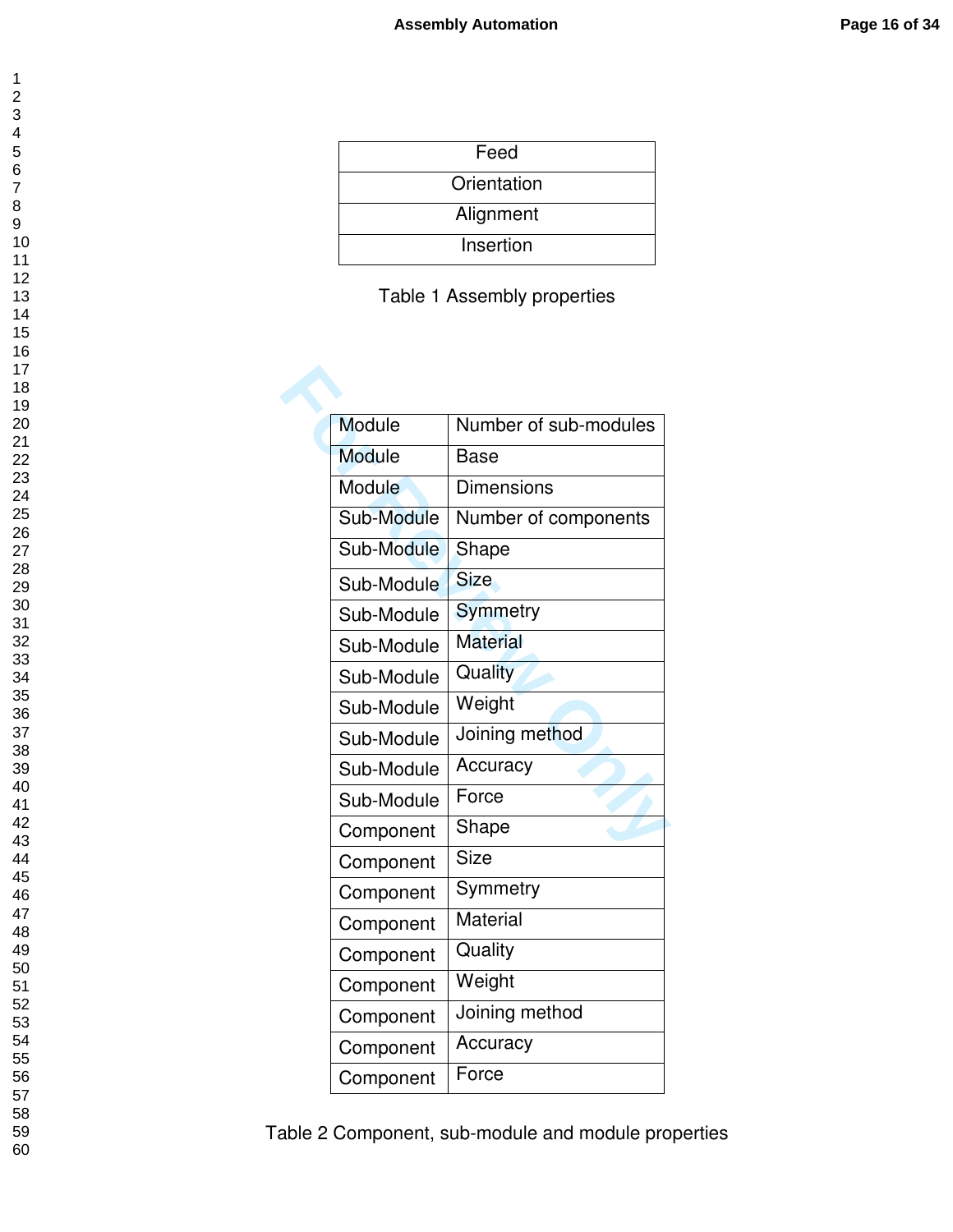| Feed |
| --- |
| Orientation |
| Alignment |
| Insertion |

Table 1 Assembly properties

| Module | Number of sub-modules |
| --- | --- |
| Module | Base |
| Module | Dimensions |
| Sub-Module | Number of components |
| Sub-Module | Shape |
| Sub-Module | Size |
| Sub-Module | Symmetry |
| Sub-Module | Material |
| Sub-Module | Quality |
| Sub-Module | Weight |
| Sub-Module | Joining method |
| Sub-Module | Accuracy |
| Sub-Module | Force |
| Component | Shape |
| Component | Size |
| Component | Symmetry |
| Component | Material |
| Component | Quality |
| Component | Weight |
| Component | Joining method |
| Component | Accuracy |
| Component | Force |

Table 2 Component, sub-module and module properties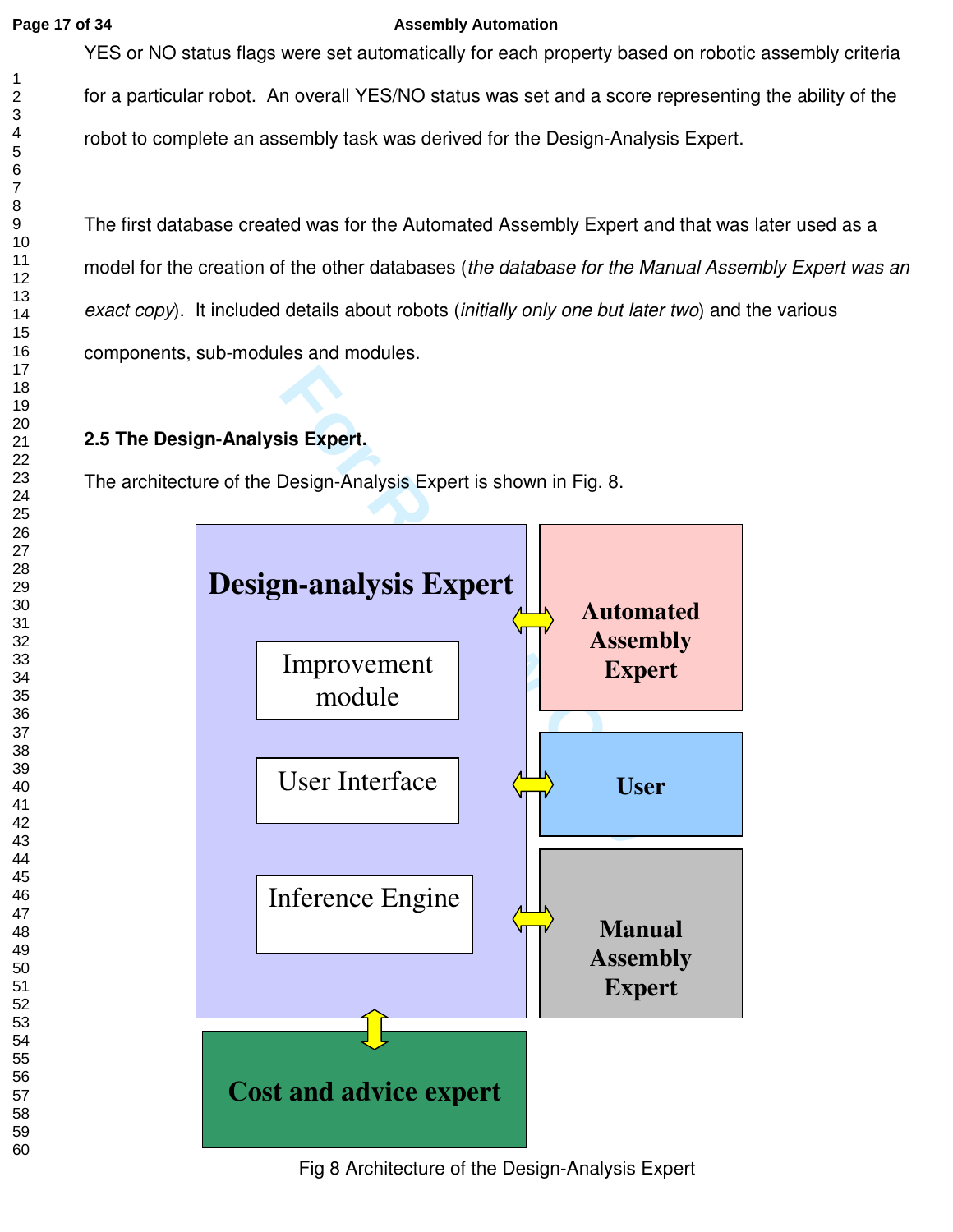YES or NO status flags were set automatically for each property based on robotic assembly criteria for a particular robot. An overall YES/NO status was set and a score representing the ability of the robot to complete an assembly task was derived for the Design-Analysis Expert.

The first database created was for the Automated Assembly Expert and that was later used as a model for the creation of the other databases (*the database for the Manual Assembly Expert was an exact copy*). It included details about robots (*initially only one but later two*) and the various components, sub-modules and modules.

**2.5 The Design-Analysis Expert.**

The architecture of the Design-Analysis Expert is shown in Fig. 8.

Design-analysis Expert

Improvement module

User Interface

Inference Engine

Automated Assembly Expert

User

Manual Assembly Expert

Cost and advice expert

Fig 8 Architecture of the Design-Analysis Expert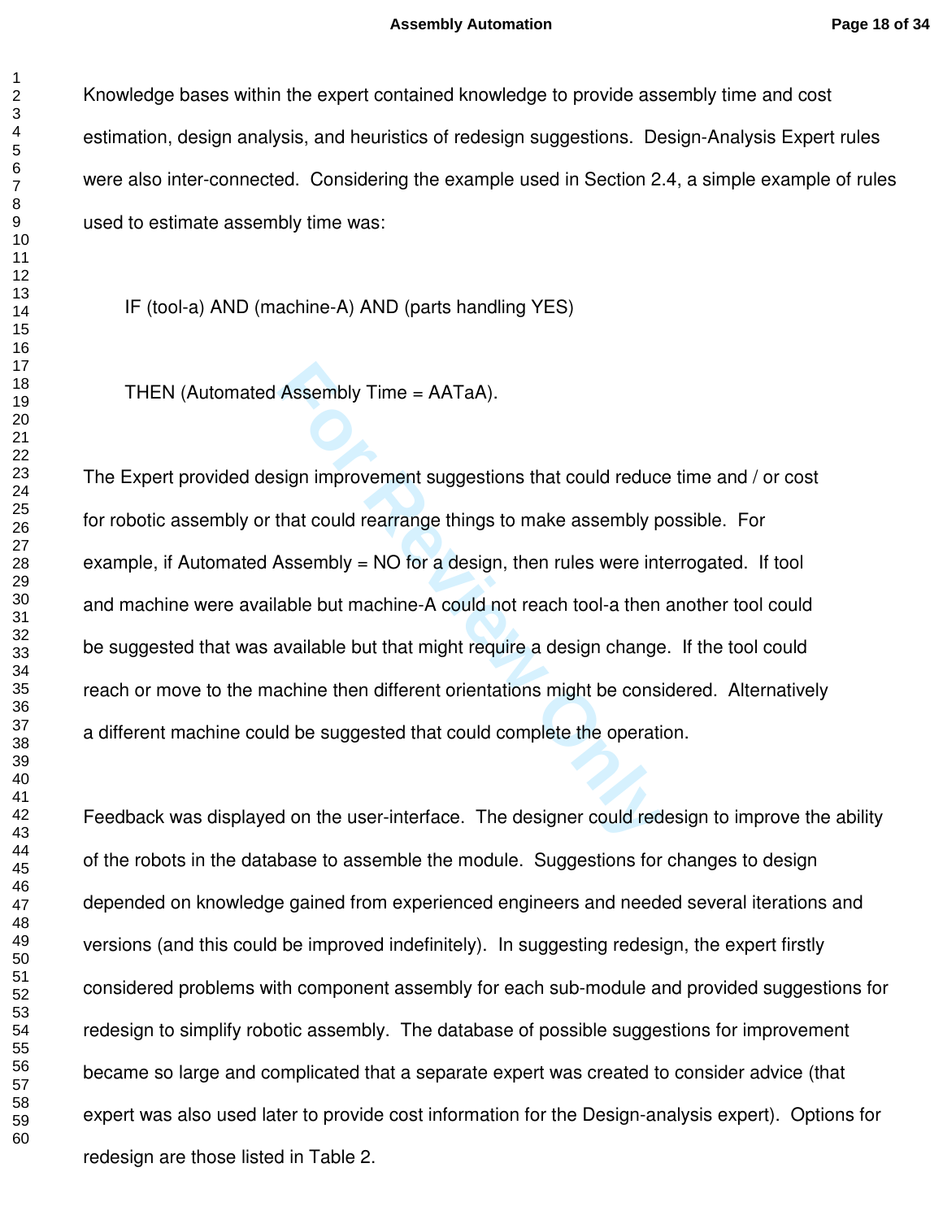Knowledge bases within the expert contained knowledge to provide assembly time and cost estimation, design analysis, and heuristics of redesign suggestions. Design-Analysis Expert rules were also inter-connected. Considering the example used in Section 2.4, a simple example of rules used to estimate assembly time was:

IF (tool-a) AND (machine-A) AND (parts handling YES)

THEN (Automated Assembly Time = AATaA).

The Expert provided design improvement suggestions that could reduce time and / or cost for robotic assembly or that could rearrange things to make assembly possible. For example, if Automated Assembly = NO for a design, then rules were interrogated. If tool and machine were available but machine-A could not reach tool-a then another tool could be suggested that was available but that might require a design change. If the tool could reach or move to the machine then different orientations might be considered. Alternatively a different machine could be suggested that could complete the operation.

Feedback was displayed on the user-interface. The designer could redesign to improve the ability of the robots in the database to assemble the module. Suggestions for changes to design depended on knowledge gained from experienced engineers and needed several iterations and versions (and this could be improved indefinitely). In suggesting redesign, the expert firstly considered problems with component assembly for each sub-module and provided suggestions for redesign to simplify robotic assembly. The database of possible suggestions for improvement became so large and complicated that a separate expert was created to consider advice (that expert was also used later to provide cost information for the Design-analysis expert). Options for redesign are those listed in Table 2.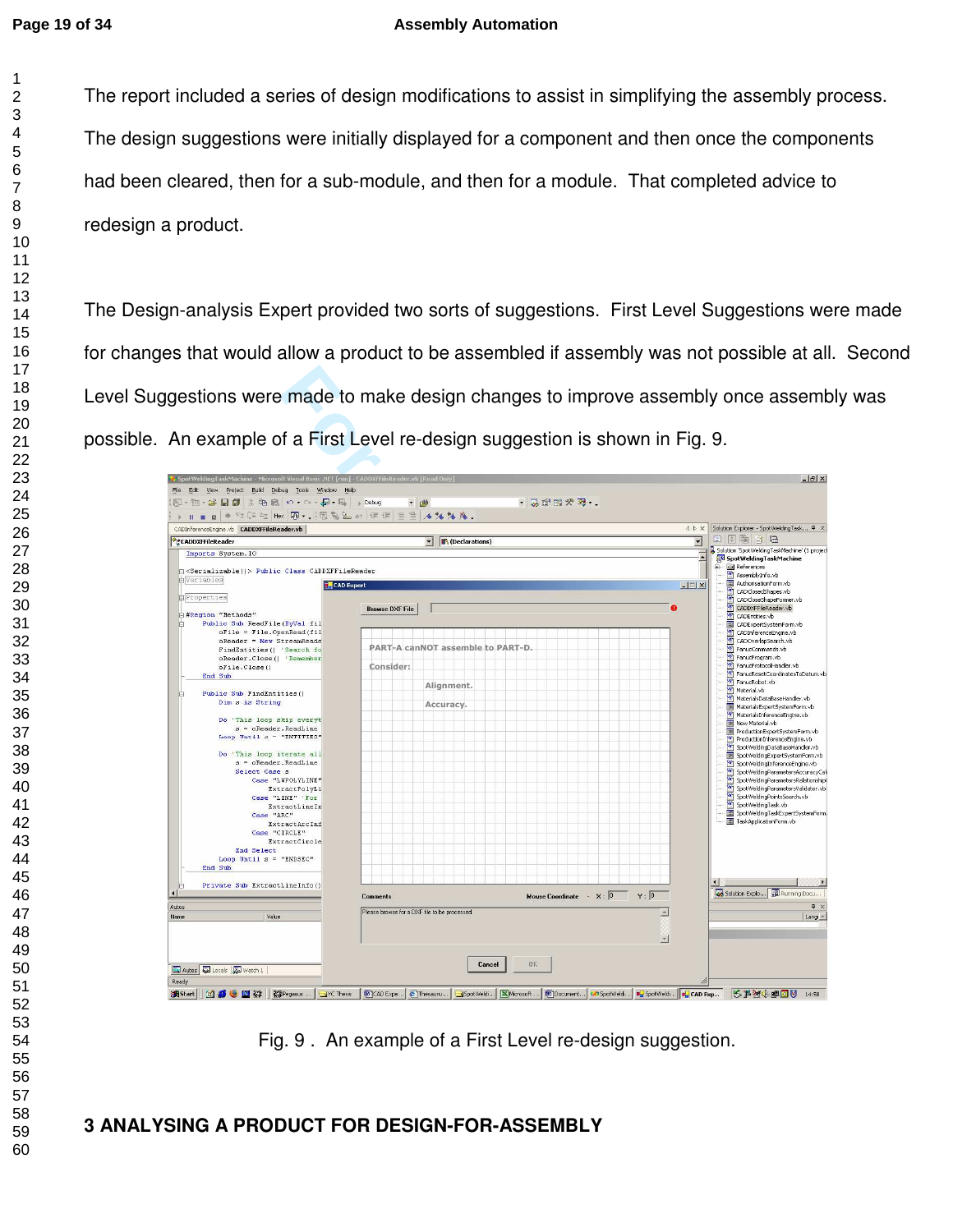The report included a series of design modifications to assist in simplifying the assembly process. The design suggestions were initially displayed for a component and then once the components had been cleared, then for a sub-module, and then for a module. That completed advice to redesign a product.

The Design-analysis Expert provided two sorts of suggestions. First Level Suggestions were made for changes that would allow a product to be assembled if assembly was not possible at all. Second Level Suggestions were made to make design changes to improve assembly once assembly was possible. An example of a First Level re-design suggestion is shown in Fig. 9.

Fig. 9 . An example of a First Level re-design suggestion.

## 3 ANALYSING A PRODUCT FOR DESIGN-FOR-ASSEMBLY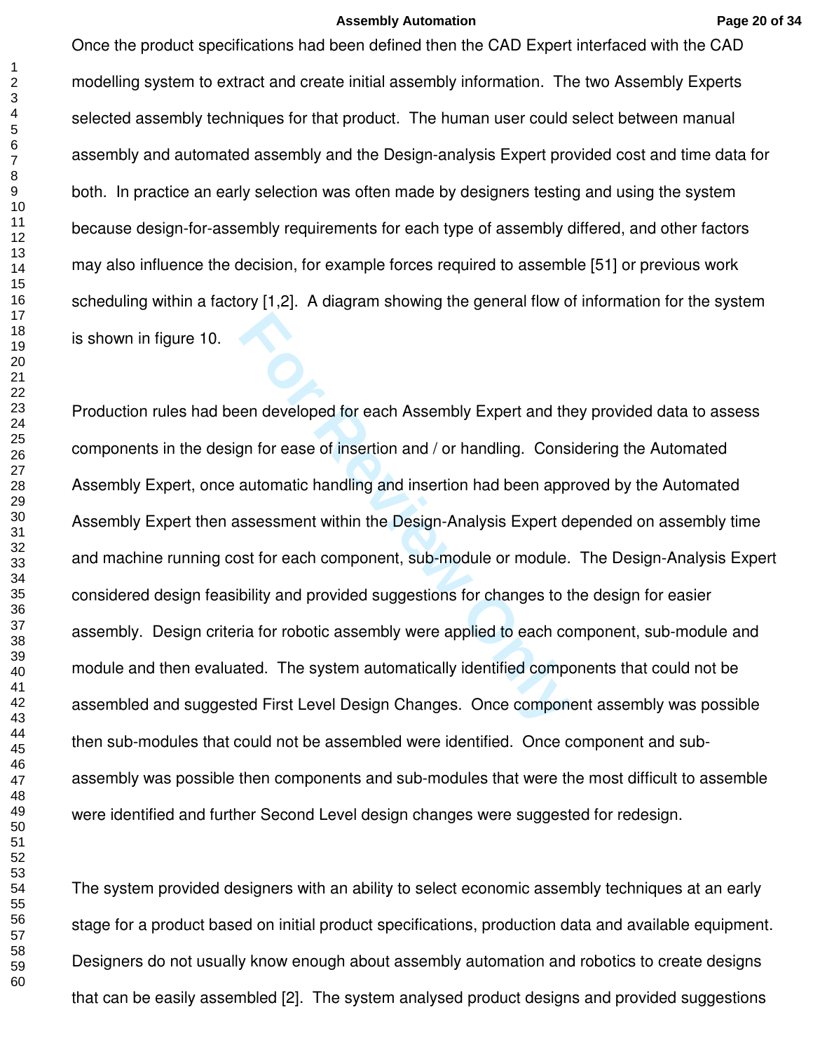Once the product specifications had been defined then the CAD Expert interfaced with the CAD modelling system to extract and create initial assembly information. The two Assembly Experts selected assembly techniques for that product. The human user could select between manual assembly and automated assembly and the Design-analysis Expert provided cost and time data for both. In practice an early selection was often made by designers testing and using the system because design-for-assembly requirements for each type of assembly differed, and other factors may also influence the decision, for example forces required to assemble [51] or previous work scheduling within a factory [1,2]. A diagram showing the general flow of information for the system is shown in figure 10.

Production rules had been developed for each Assembly Expert and they provided data to assess components in the design for ease of insertion and / or handling. Considering the Automated Assembly Expert, once automatic handling and insertion had been approved by the Automated Assembly Expert then assessment within the Design-Analysis Expert depended on assembly time and machine running cost for each component, sub-module or module. The Design-Analysis Expert considered design feasibility and provided suggestions for changes to the design for easier assembly. Design criteria for robotic assembly were applied to each component, sub-module and module and then evaluated. The system automatically identified components that could not be assembled and suggested First Level Design Changes. Once component assembly was possible then sub-modules that could not be assembled were identified. Once component and sub-assembly was possible then components and sub-modules that were the most difficult to assemble were identified and further Second Level design changes were suggested for redesign.

The system provided designers with an ability to select economic assembly techniques at an early stage for a product based on initial product specifications, production data and available equipment. Designers do not usually know enough about assembly automation and robotics to create designs that can be easily assembled [2]. The system analysed product designs and provided suggestions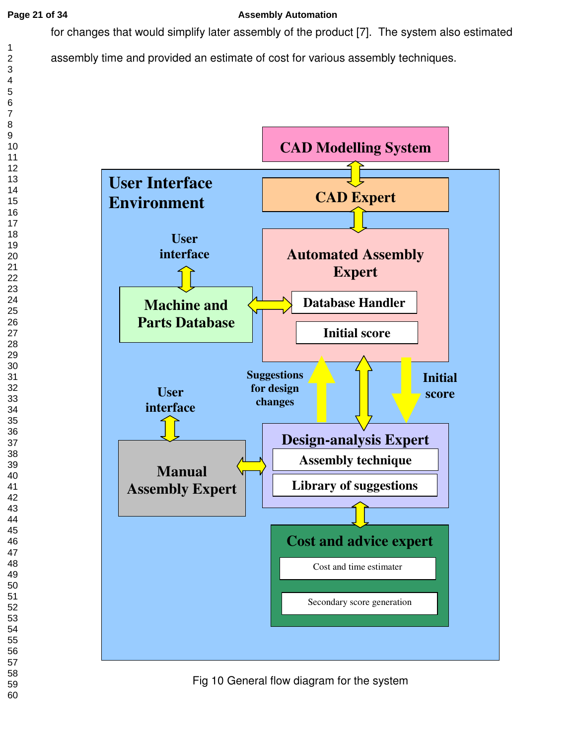for changes that would simplify later assembly of the product [7]. The system also estimated assembly time and provided an estimate of cost for various assembly techniques.

Fig 10 General flow diagram for the system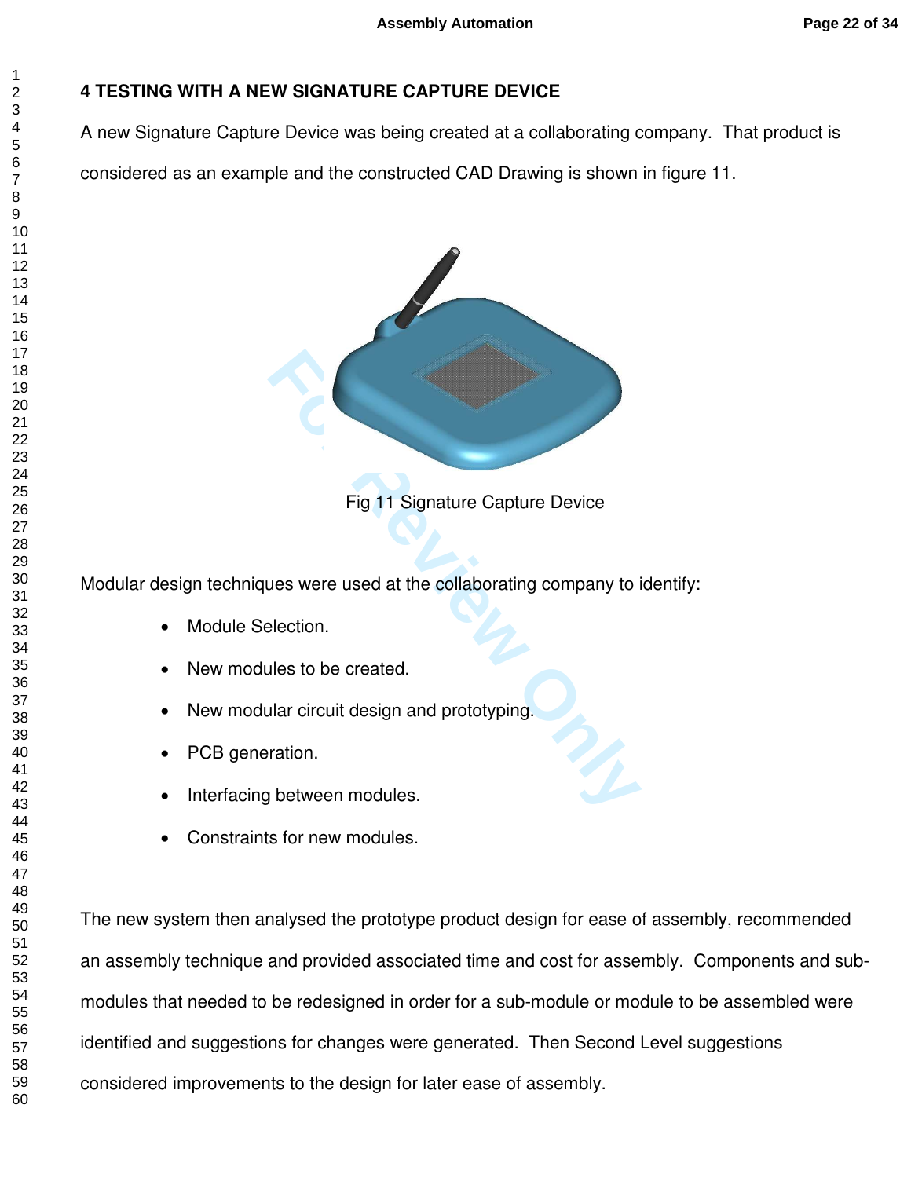## 4 TESTING WITH A NEW SIGNATURE CAPTURE DEVICE

A new Signature Capture Device was being created at a collaborating company. That product is considered as an example and the constructed CAD Drawing is shown in figure 11.

Fig 11 Signature Capture Device

Modular design techniques were used at the collaborating company to identify:

- Module Selection.
- New modules to be created.
- New modular circuit design and prototyping.
- PCB generation.
- Interfacing between modules.
- Constraints for new modules.

The new system then analysed the prototype product design for ease of assembly, recommended an assembly technique and provided associated time and cost for assembly. Components and sub-modules that needed to be redesigned in order for a sub-module or module to be assembled were identified and suggestions for changes were generated. Then Second Level suggestions considered improvements to the design for later ease of assembly.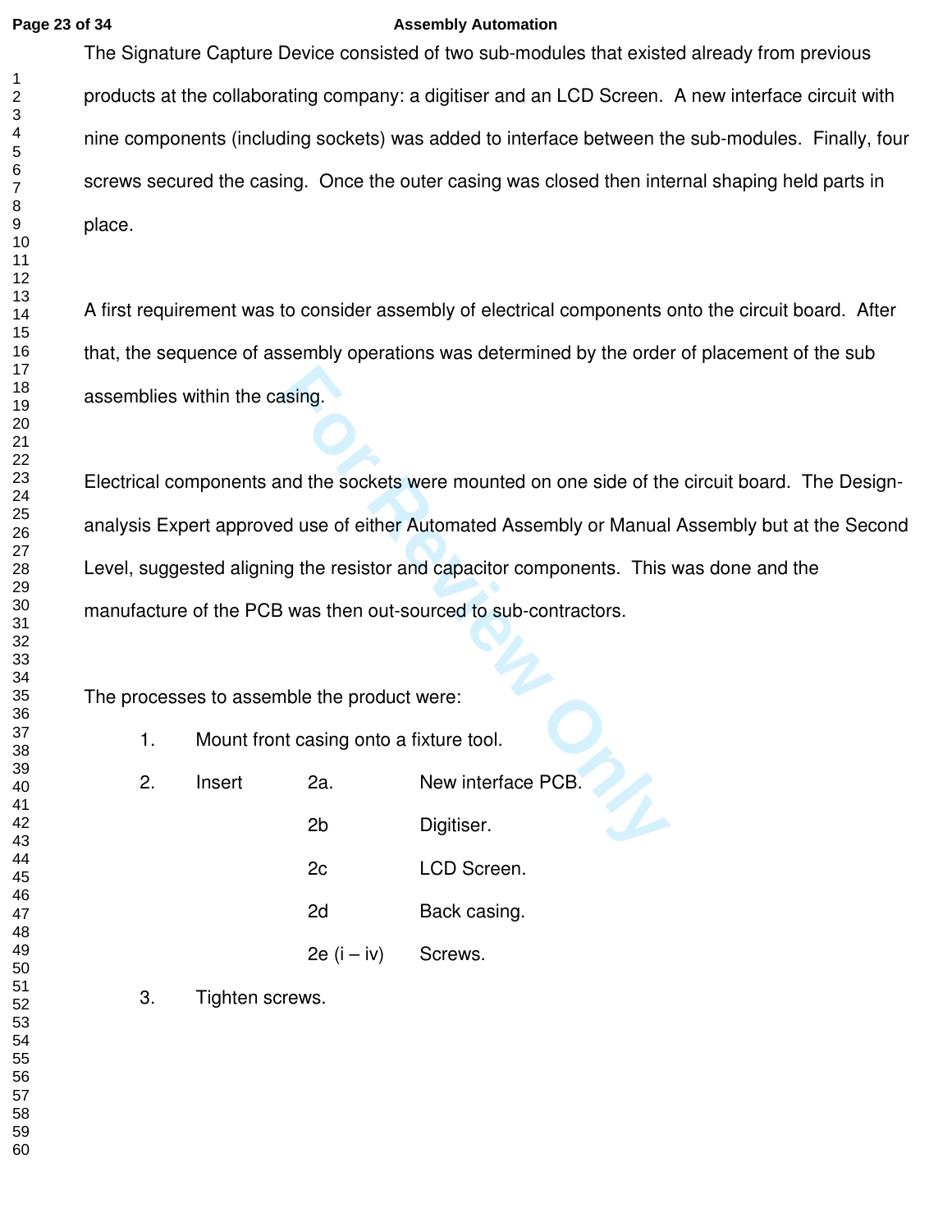The Signature Capture Device consisted of two sub-modules that existed already from previous products at the collaborating company: a digitiser and an LCD Screen. A new interface circuit with nine components (including sockets) was added to interface between the sub-modules. Finally, four screws secured the casing. Once the outer casing was closed then internal shaping held parts in place.

A first requirement was to consider assembly of electrical components onto the circuit board. After that, the sequence of assembly operations was determined by the order of placement of the sub assemblies within the casing.

Electrical components and the sockets were mounted on one side of the circuit board. The Design-analysis Expert approved use of either Automated Assembly or Manual Assembly but at the Second Level, suggested aligning the resistor and capacitor components. This was done and the manufacture of the PCB was then out-sourced to sub-contractors.

The processes to assemble the product were:

1. Mount front casing onto a fixture tool.
2. Insert
   - 2a. New interface PCB.
   - 2b Digitiser.
   - 2c LCD Screen.
   - 2d Back casing.
   - 2e (i – iv) Screws.
3. Tighten screws.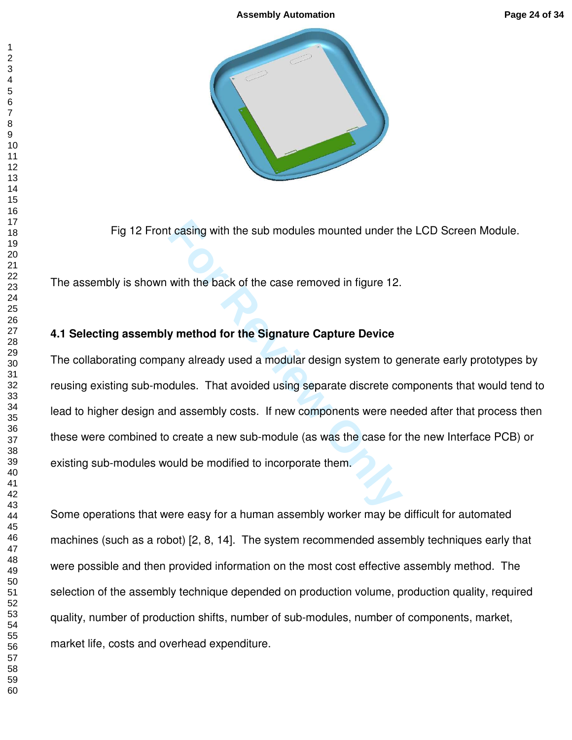Fig 12 Front casing with the sub modules mounted under the LCD Screen Module.

The assembly is shown with the back of the case removed in figure 12.

### 4.1 Selecting assembly method for the Signature Capture Device

The collaborating company already used a modular design system to generate early prototypes by reusing existing sub-modules. That avoided using separate discrete components that would tend to lead to higher design and assembly costs. If new components were needed after that process then these were combined to create a new sub-module (as was the case for the new Interface PCB) or existing sub-modules would be modified to incorporate them.

Some operations that were easy for a human assembly worker may be difficult for automated machines (such as a robot) [2, 8, 14]. The system recommended assembly techniques early that were possible and then provided information on the most cost effective assembly method. The selection of the assembly technique depended on production volume, production quality, required quality, number of production shifts, number of sub-modules, number of components, market, market life, costs and overhead expenditure.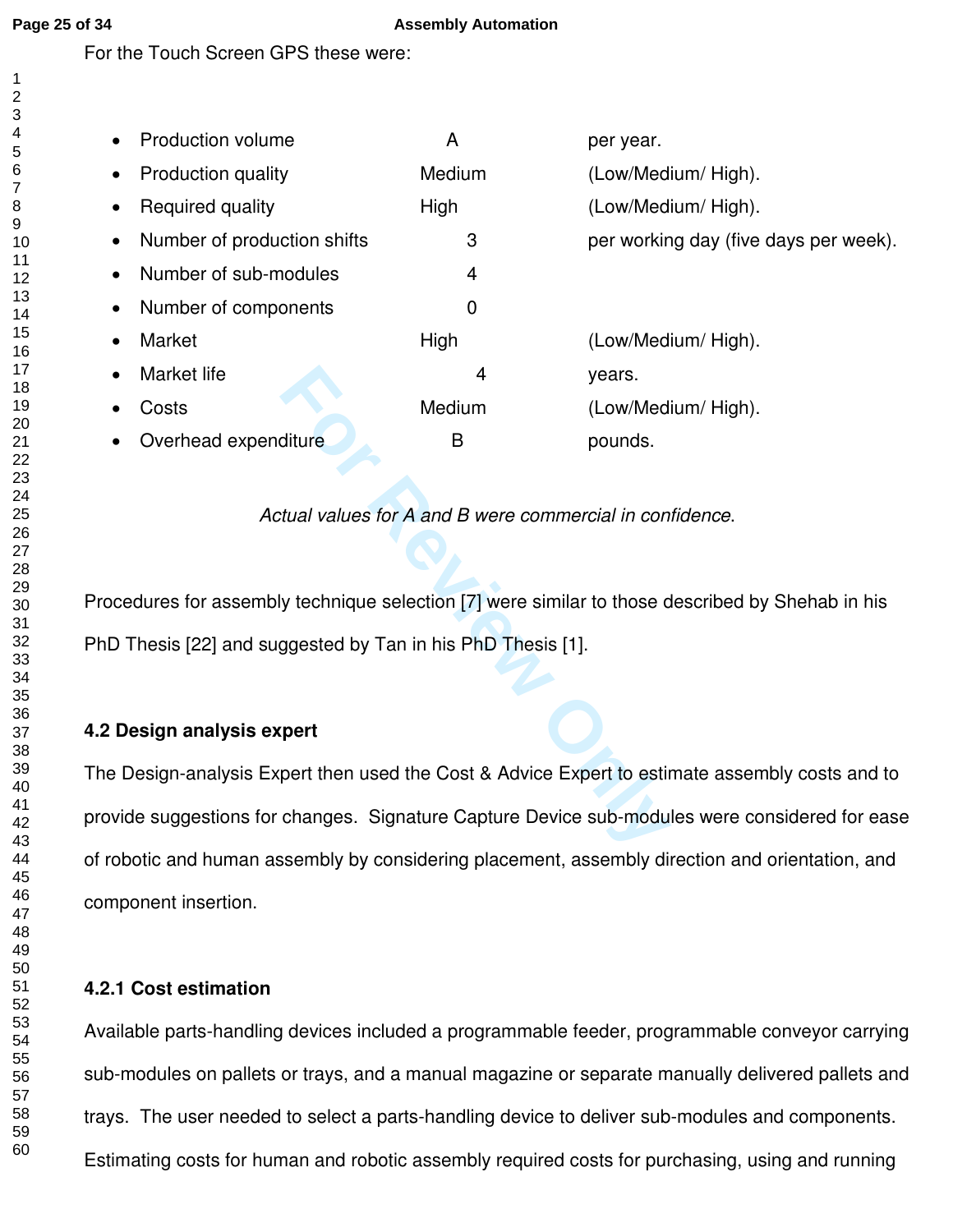For the Touch Screen GPS these were:

- Production volume A per year.
- Production quality Medium (Low/Medium/ High).
- Required quality High (Low/Medium/ High).
- Number of production shifts 3 per working day (five days per week).
- Number of sub-modules 4
- Number of components 0
- Market High (Low/Medium/ High).
- Market life 4 years.
- Costs Medium (Low/Medium/ High).
- Overhead expenditure B pounds.

*Actual values for A and B were commercial in confidence.*

Procedures for assembly technique selection [7] were similar to those described by Shehab in his PhD Thesis [22] and suggested by Tan in his PhD Thesis [1].

### 4.2 Design analysis expert

The Design-analysis Expert then used the Cost & Advice Expert to estimate assembly costs and to provide suggestions for changes. Signature Capture Device sub-modules were considered for ease of robotic and human assembly by considering placement, assembly direction and orientation, and component insertion.

#### 4.2.1 Cost estimation

Available parts-handling devices included a programmable feeder, programmable conveyor carrying sub-modules on pallets or trays, and a manual magazine or separate manually delivered pallets and trays. The user needed to select a parts-handling device to deliver sub-modules and components. Estimating costs for human and robotic assembly required costs for purchasing, using and running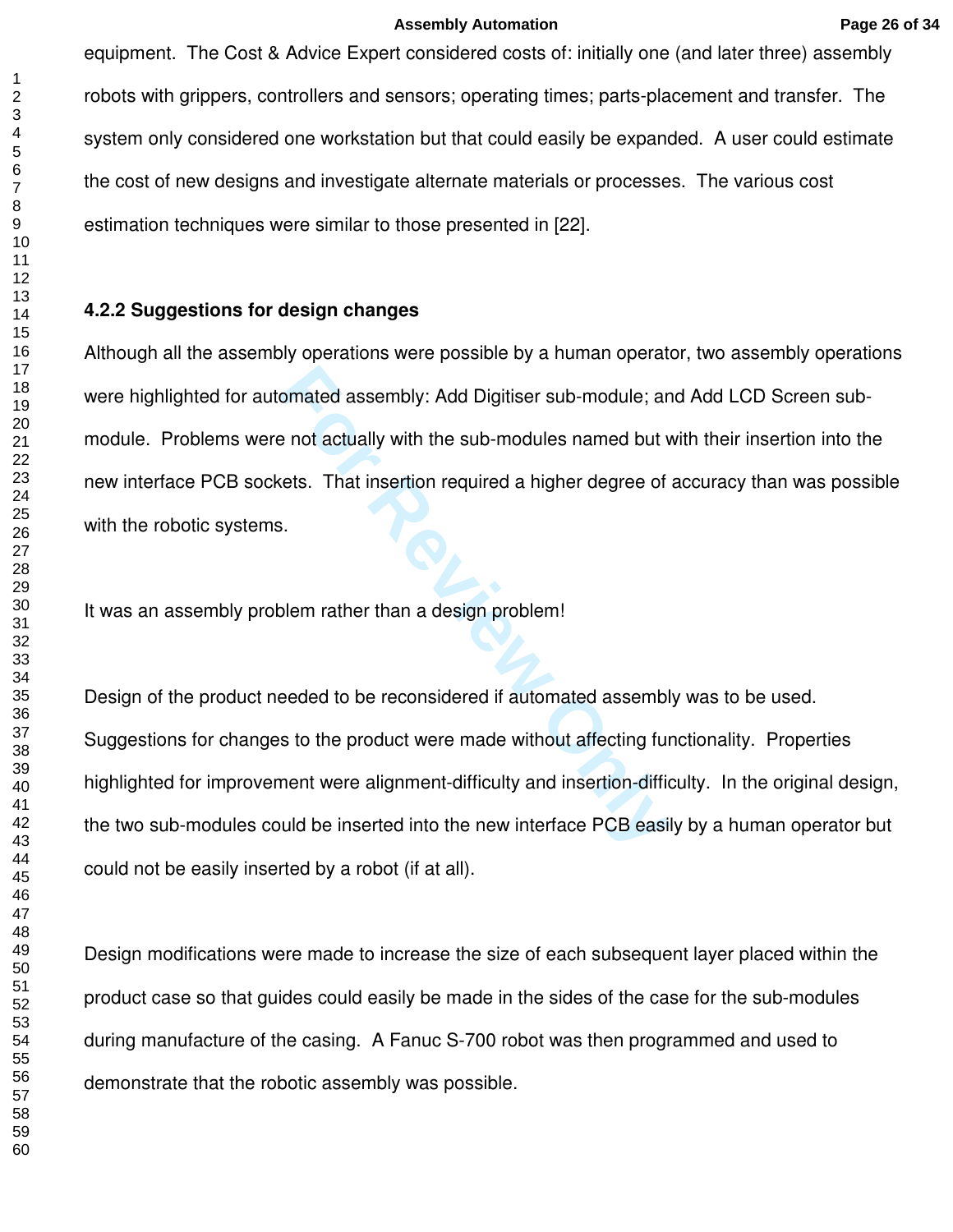equipment. The Cost & Advice Expert considered costs of: initially one (and later three) assembly robots with grippers, controllers and sensors; operating times; parts-placement and transfer. The system only considered one workstation but that could easily be expanded. A user could estimate the cost of new designs and investigate alternate materials or processes. The various cost estimation techniques were similar to those presented in [22].

### 4.2.2 Suggestions for design changes

Although all the assembly operations were possible by a human operator, two assembly operations were highlighted for automated assembly: Add Digitiser sub-module; and Add LCD Screen sub-module. Problems were not actually with the sub-modules named but with their insertion into the new interface PCB sockets. That insertion required a higher degree of accuracy than was possible with the robotic systems.

It was an assembly problem rather than a design problem!

Design of the product needed to be reconsidered if automated assembly was to be used. Suggestions for changes to the product were made without affecting functionality. Properties highlighted for improvement were alignment-difficulty and insertion-difficulty. In the original design, the two sub-modules could be inserted into the new interface PCB easily by a human operator but could not be easily inserted by a robot (if at all).

Design modifications were made to increase the size of each subsequent layer placed within the product case so that guides could easily be made in the sides of the case for the sub-modules during manufacture of the casing. A Fanuc S-700 robot was then programmed and used to demonstrate that the robotic assembly was possible.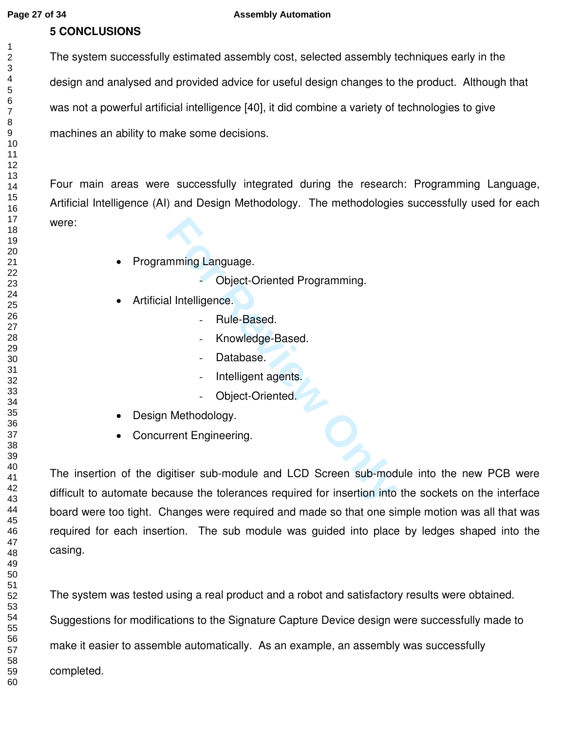## 5 CONCLUSIONS

The system successfully estimated assembly cost, selected assembly techniques early in the design and analysed and provided advice for useful design changes to the product. Although that was not a powerful artificial intelligence [40], it did combine a variety of technologies to give machines an ability to make some decisions.

Four main areas were successfully integrated during the research: Programming Language, Artificial Intelligence (AI) and Design Methodology. The methodologies successfully used for each were:

- Programming Language.
  - Object-Oriented Programming.
- Artificial Intelligence.
  - Rule-Based.
  - Knowledge-Based.
  - Database.
  - Intelligent agents.
  - Object-Oriented.
- Design Methodology.
- Concurrent Engineering.

The insertion of the digitiser sub-module and LCD Screen sub-module into the new PCB were difficult to automate because the tolerances required for insertion into the sockets on the interface board were too tight. Changes were required and made so that one simple motion was all that was required for each insertion. The sub module was guided into place by ledges shaped into the casing.

The system was tested using a real product and a robot and satisfactory results were obtained. Suggestions for modifications to the Signature Capture Device design were successfully made to make it easier to assemble automatically. As an example, an assembly was successfully completed.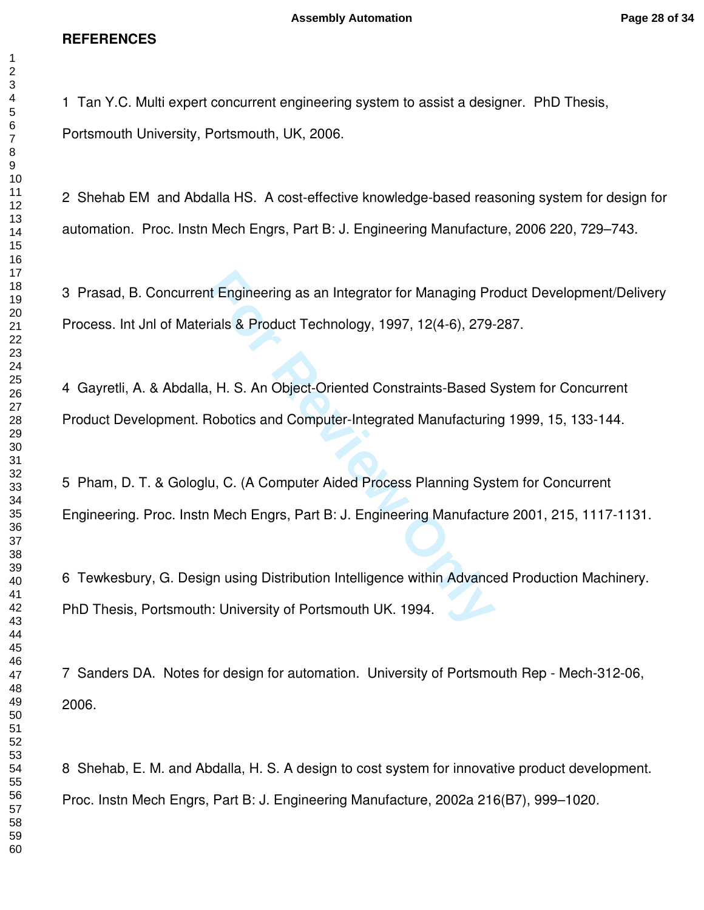## REFERENCES

1 Tan Y.C. Multi expert concurrent engineering system to assist a designer. PhD Thesis, Portsmouth University, Portsmouth, UK, 2006.

2 Shehab EM and Abdalla HS. A cost-effective knowledge-based reasoning system for design for automation. Proc. Instn Mech Engrs, Part B: J. Engineering Manufacture, 2006 220, 729–743.

3 Prasad, B. Concurrent Engineering as an Integrator for Managing Product Development/Delivery Process. Int Jnl of Materials & Product Technology, 1997, 12(4-6), 279-287.

4 Gayretli, A. & Abdalla, H. S. An Object-Oriented Constraints-Based System for Concurrent Product Development. Robotics and Computer-Integrated Manufacturing 1999, 15, 133-144.

5 Pham, D. T. & Gologlu, C. (A Computer Aided Process Planning System for Concurrent Engineering. Proc. Instn Mech Engrs, Part B: J. Engineering Manufacture 2001, 215, 1117-1131.

6 Tewkesbury, G. Design using Distribution Intelligence within Advanced Production Machinery. PhD Thesis, Portsmouth: University of Portsmouth UK. 1994.

7 Sanders DA. Notes for design for automation. University of Portsmouth Rep - Mech-312-06, 2006.

8 Shehab, E. M. and Abdalla, H. S. A design to cost system for innovative product development. Proc. Instn Mech Engrs, Part B: J. Engineering Manufacture, 2002a 216(B7), 999–1020.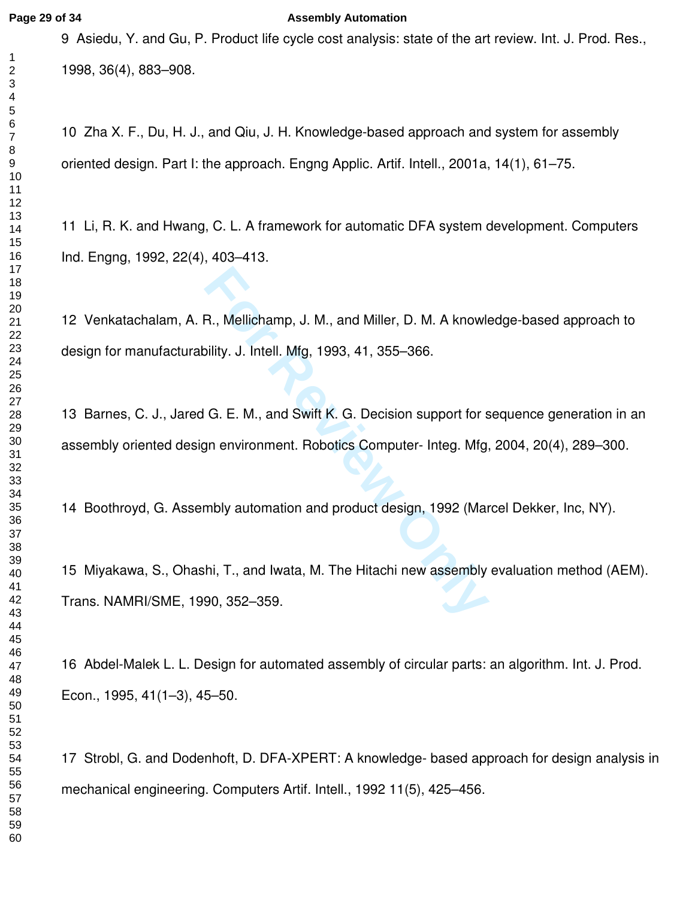9 Asiedu, Y. and Gu, P. Product life cycle cost analysis: state of the art review. Int. J. Prod. Res., 1998, 36(4), 883–908.

10 Zha X. F., Du, H. J., and Qiu, J. H. Knowledge-based approach and system for assembly oriented design. Part I: the approach. Engng Applic. Artif. Intell., 2001a, 14(1), 61–75.

11 Li, R. K. and Hwang, C. L. A framework for automatic DFA system development. Computers Ind. Engng, 1992, 22(4), 403–413.

12 Venkatachalam, A. R., Mellichamp, J. M., and Miller, D. M. A knowledge-based approach to design for manufacturability. J. Intell. Mfg, 1993, 41, 355–366.

13 Barnes, C. J., Jared G. E. M., and Swift K. G. Decision support for sequence generation in an assembly oriented design environment. Robotics Computer- Integ. Mfg, 2004, 20(4), 289–300.

14 Boothroyd, G. Assembly automation and product design, 1992 (Marcel Dekker, Inc, NY).

15 Miyakawa, S., Ohashi, T., and Iwata, M. The Hitachi new assembly evaluation method (AEM). Trans. NAMRI/SME, 1990, 352–359.

16 Abdel-Malek L. L. Design for automated assembly of circular parts: an algorithm. Int. J. Prod. Econ., 1995, 41(1–3), 45–50.

17 Strobl, G. and Dodenhoft, D. DFA-XPERT: A knowledge- based approach for design analysis in mechanical engineering. Computers Artif. Intell., 1992 11(5), 425–456.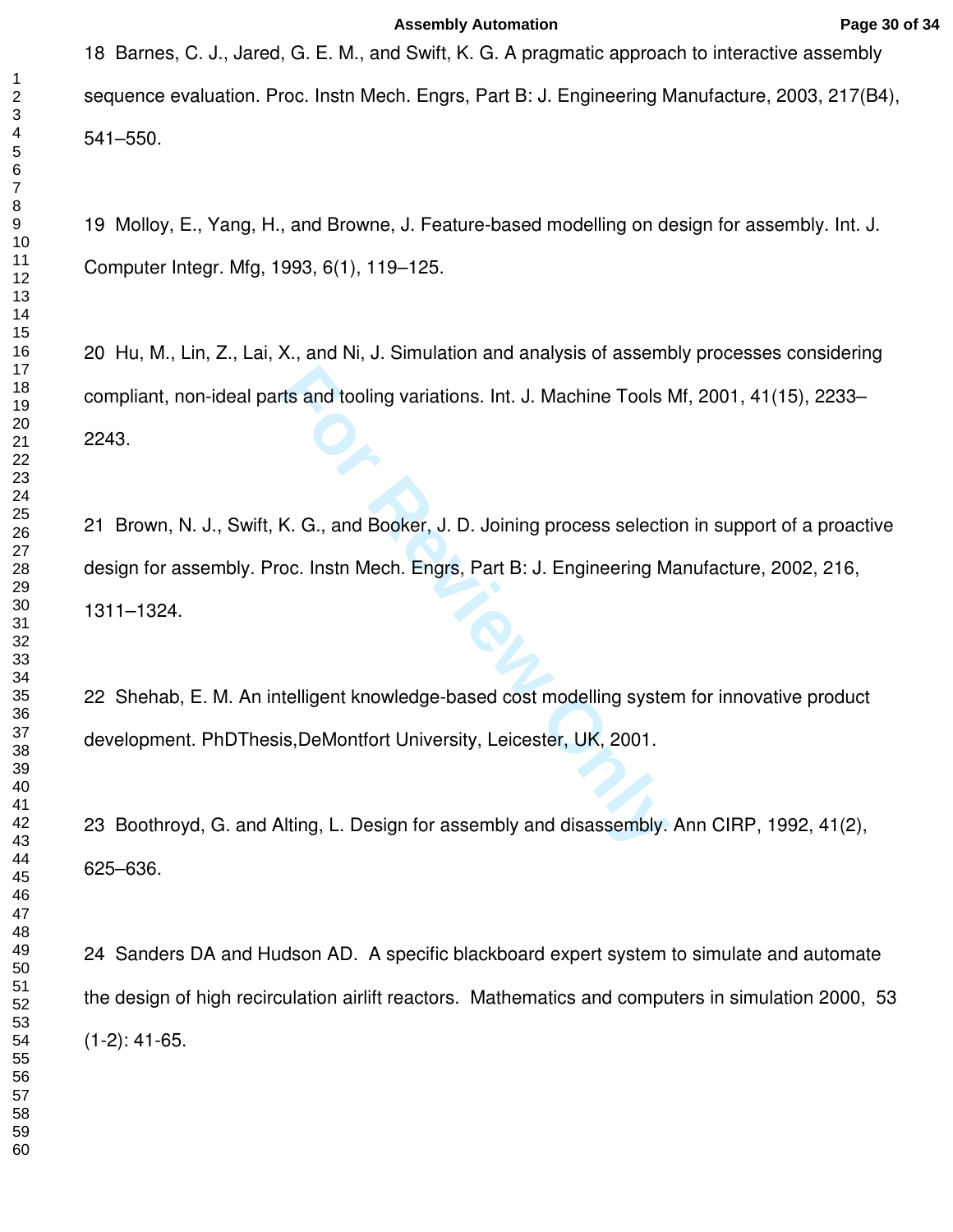18 Barnes, C. J., Jared, G. E. M., and Swift, K. G. A pragmatic approach to interactive assembly sequence evaluation. Proc. Instn Mech. Engrs, Part B: J. Engineering Manufacture, 2003, 217(B4), 541–550.

19 Molloy, E., Yang, H., and Browne, J. Feature-based modelling on design for assembly. Int. J. Computer Integr. Mfg, 1993, 6(1), 119–125.

20 Hu, M., Lin, Z., Lai, X., and Ni, J. Simulation and analysis of assembly processes considering compliant, non-ideal parts and tooling variations. Int. J. Machine Tools Mf, 2001, 41(15), 2233–2243.

21 Brown, N. J., Swift, K. G., and Booker, J. D. Joining process selection in support of a proactive design for assembly. Proc. Instn Mech. Engrs, Part B: J. Engineering Manufacture, 2002, 216, 1311–1324.

22 Shehab, E. M. An intelligent knowledge-based cost modelling system for innovative product development. PhDThesis,DeMontfort University, Leicester, UK, 2001.

23 Boothroyd, G. and Alting, L. Design for assembly and disassembly. Ann CIRP, 1992, 41(2), 625–636.

24 Sanders DA and Hudson AD. A specific blackboard expert system to simulate and automate the design of high recirculation airlift reactors. Mathematics and computers in simulation 2000, 53 (1-2): 41-65.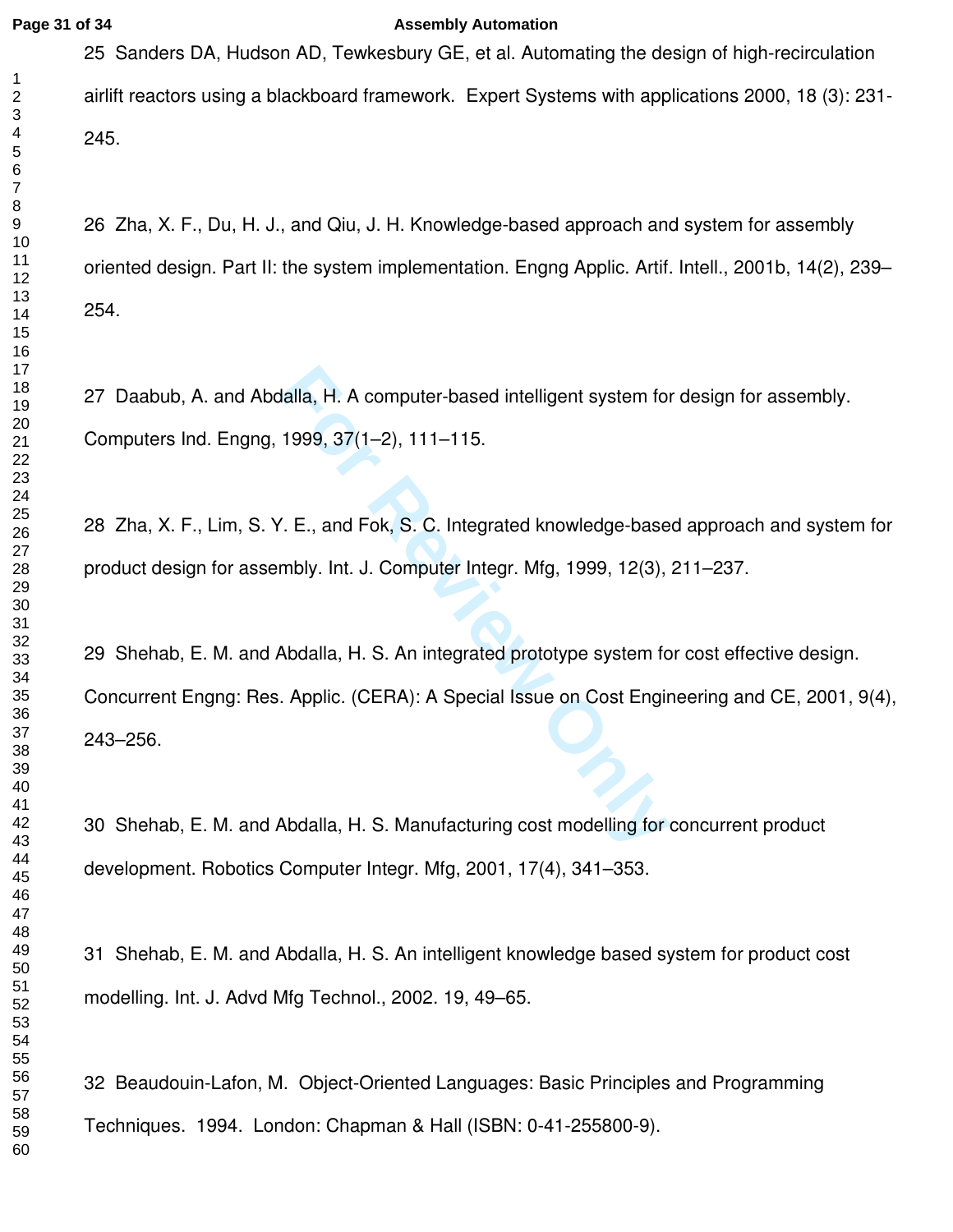25 Sanders DA, Hudson AD, Tewkesbury GE, et al. Automating the design of high-recirculation airlift reactors using a blackboard framework. Expert Systems with applications 2000, 18 (3): 231-245.

26 Zha, X. F., Du, H. J., and Qiu, J. H. Knowledge-based approach and system for assembly oriented design. Part II: the system implementation. Engng Applic. Artif. Intell., 2001b, 14(2), 239–254.

27 Daabub, A. and Abdalla, H. A computer-based intelligent system for design for assembly. Computers Ind. Engng, 1999, 37(1–2), 111–115.

28 Zha, X. F., Lim, S. Y. E., and Fok, S. C. Integrated knowledge-based approach and system for product design for assembly. Int. J. Computer Integr. Mfg, 1999, 12(3), 211–237.

29 Shehab, E. M. and Abdalla, H. S. An integrated prototype system for cost effective design. Concurrent Engng: Res. Applic. (CERA): A Special Issue on Cost Engineering and CE, 2001, 9(4), 243–256.

30 Shehab, E. M. and Abdalla, H. S. Manufacturing cost modelling for concurrent product development. Robotics Computer Integr. Mfg, 2001, 17(4), 341–353.

31 Shehab, E. M. and Abdalla, H. S. An intelligent knowledge based system for product cost modelling. Int. J. Advd Mfg Technol., 2002. 19, 49–65.

32 Beaudouin-Lafon, M. Object-Oriented Languages: Basic Principles and Programming Techniques. 1994. London: Chapman & Hall (ISBN: 0-41-255800-9).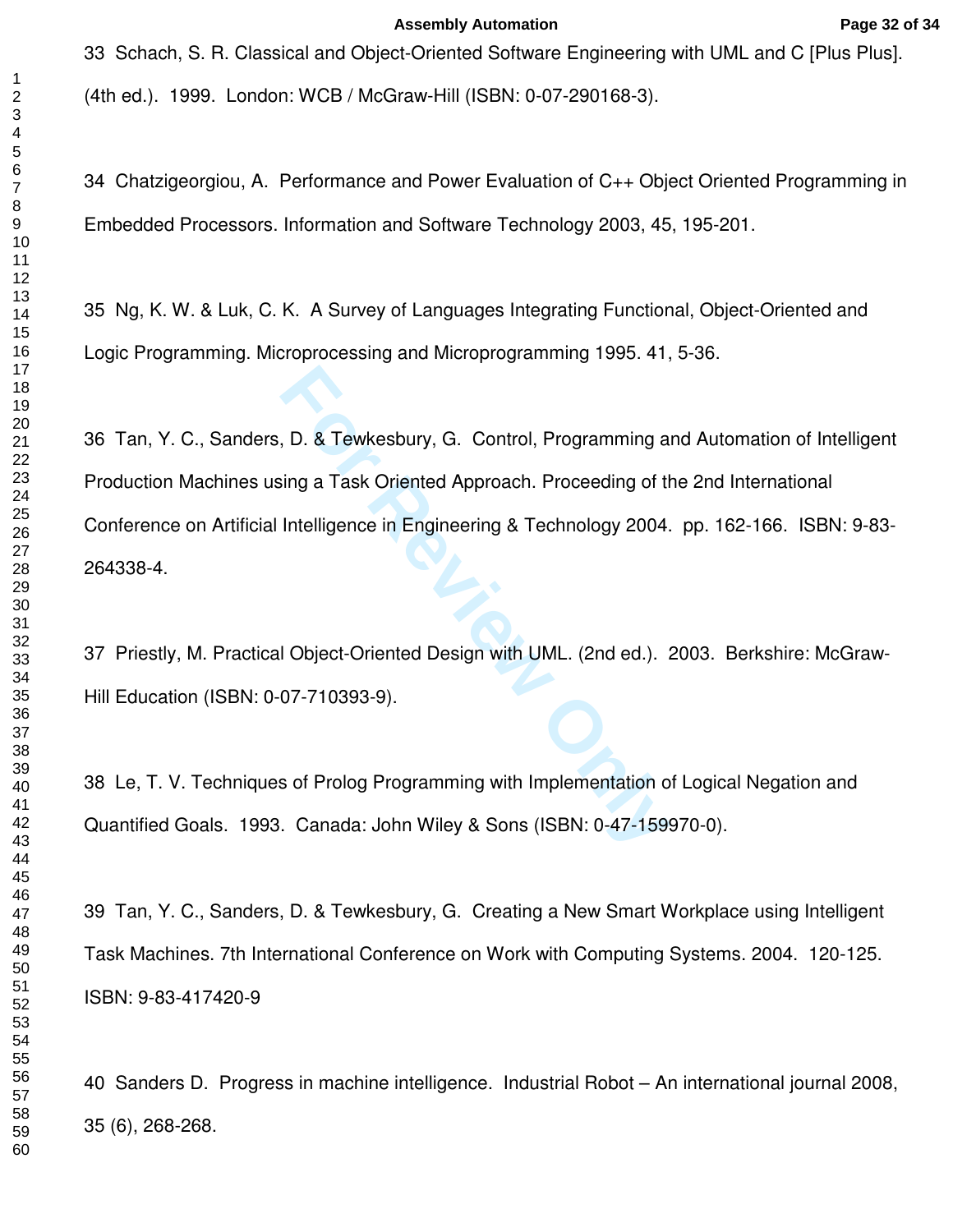33 Schach, S. R. Classical and Object-Oriented Software Engineering with UML and C [Plus Plus]. (4th ed.). 1999. London: WCB / McGraw-Hill (ISBN: 0-07-290168-3).

34 Chatzigeorgiou, A. Performance and Power Evaluation of C++ Object Oriented Programming in Embedded Processors. Information and Software Technology 2003, 45, 195-201.

35 Ng, K. W. & Luk, C. K. A Survey of Languages Integrating Functional, Object-Oriented and Logic Programming. Microprocessing and Microprogramming 1995. 41, 5-36.

36 Tan, Y. C., Sanders, D. & Tewkesbury, G. Control, Programming and Automation of Intelligent Production Machines using a Task Oriented Approach. Proceeding of the 2nd International Conference on Artificial Intelligence in Engineering & Technology 2004. pp. 162-166. ISBN: 9-83-264338-4.

37 Priestly, M. Practical Object-Oriented Design with UML. (2nd ed.). 2003. Berkshire: McGraw-Hill Education (ISBN: 0-07-710393-9).

38 Le, T. V. Techniques of Prolog Programming with Implementation of Logical Negation and Quantified Goals. 1993. Canada: John Wiley & Sons (ISBN: 0-47-159970-0).

39 Tan, Y. C., Sanders, D. & Tewkesbury, G. Creating a New Smart Workplace using Intelligent Task Machines. 7th International Conference on Work with Computing Systems. 2004. 120-125. ISBN: 9-83-417420-9

40 Sanders D. Progress in machine intelligence. Industrial Robot – An international journal 2008, 35 (6), 268-268.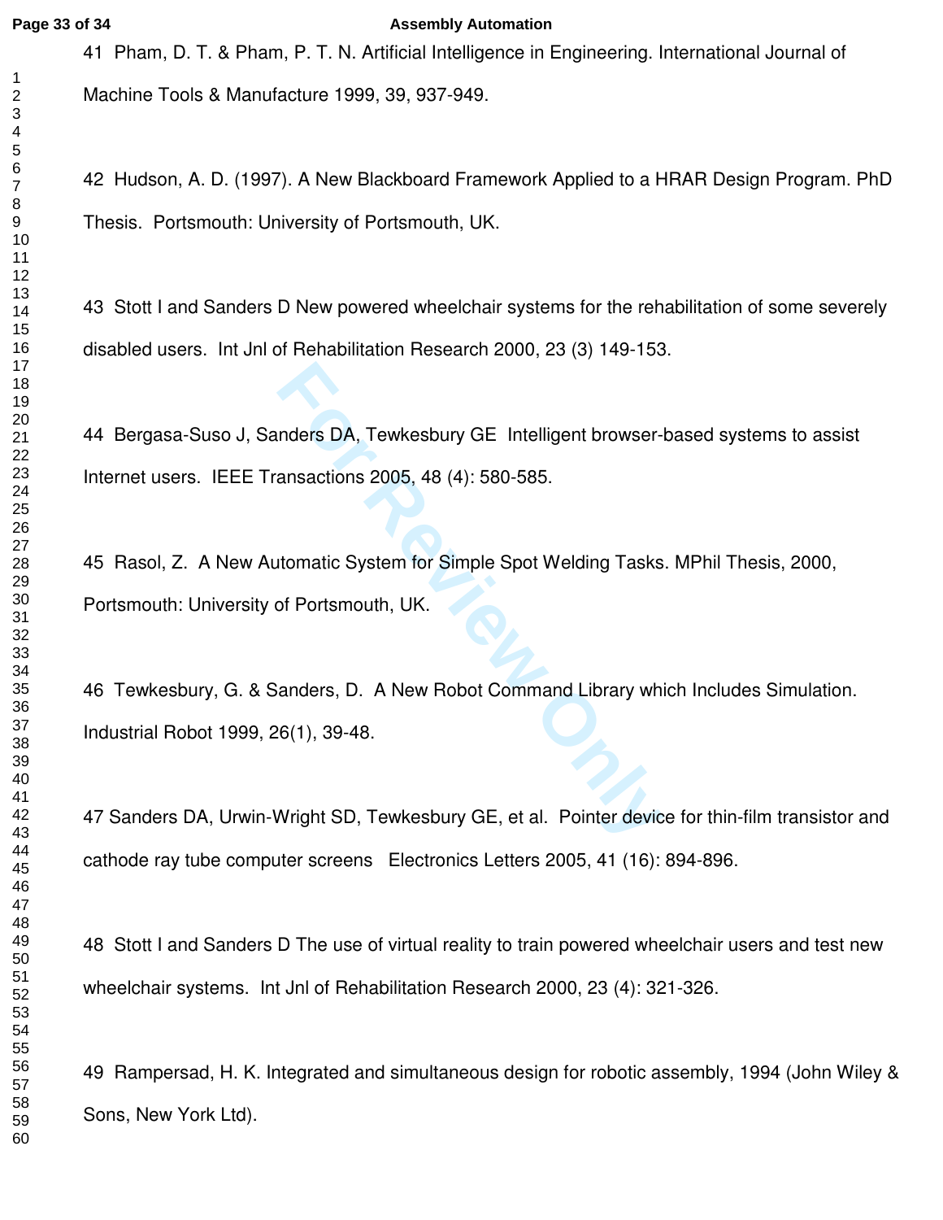41 Pham, D. T. & Pham, P. T. N. Artificial Intelligence in Engineering. International Journal of Machine Tools & Manufacture 1999, 39, 937-949.

42 Hudson, A. D. (1997). A New Blackboard Framework Applied to a HRAR Design Program. PhD Thesis. Portsmouth: University of Portsmouth, UK.

43 Stott I and Sanders D New powered wheelchair systems for the rehabilitation of some severely disabled users. Int Jnl of Rehabilitation Research 2000, 23 (3) 149-153.

44 Bergasa-Suso J, Sanders DA, Tewkesbury GE Intelligent browser-based systems to assist Internet users. IEEE Transactions 2005, 48 (4): 580-585.

45 Rasol, Z. A New Automatic System for Simple Spot Welding Tasks. MPhil Thesis, 2000, Portsmouth: University of Portsmouth, UK.

46 Tewkesbury, G. & Sanders, D. A New Robot Command Library which Includes Simulation. Industrial Robot 1999, 26(1), 39-48.

47 Sanders DA, Urwin-Wright SD, Tewkesbury GE, et al. Pointer device for thin-film transistor and cathode ray tube computer screens Electronics Letters 2005, 41 (16): 894-896.

48 Stott I and Sanders D The use of virtual reality to train powered wheelchair users and test new wheelchair systems. Int Jnl of Rehabilitation Research 2000, 23 (4): 321-326.

49 Rampersad, H. K. Integrated and simultaneous design for robotic assembly, 1994 (John Wiley & Sons, New York Ltd).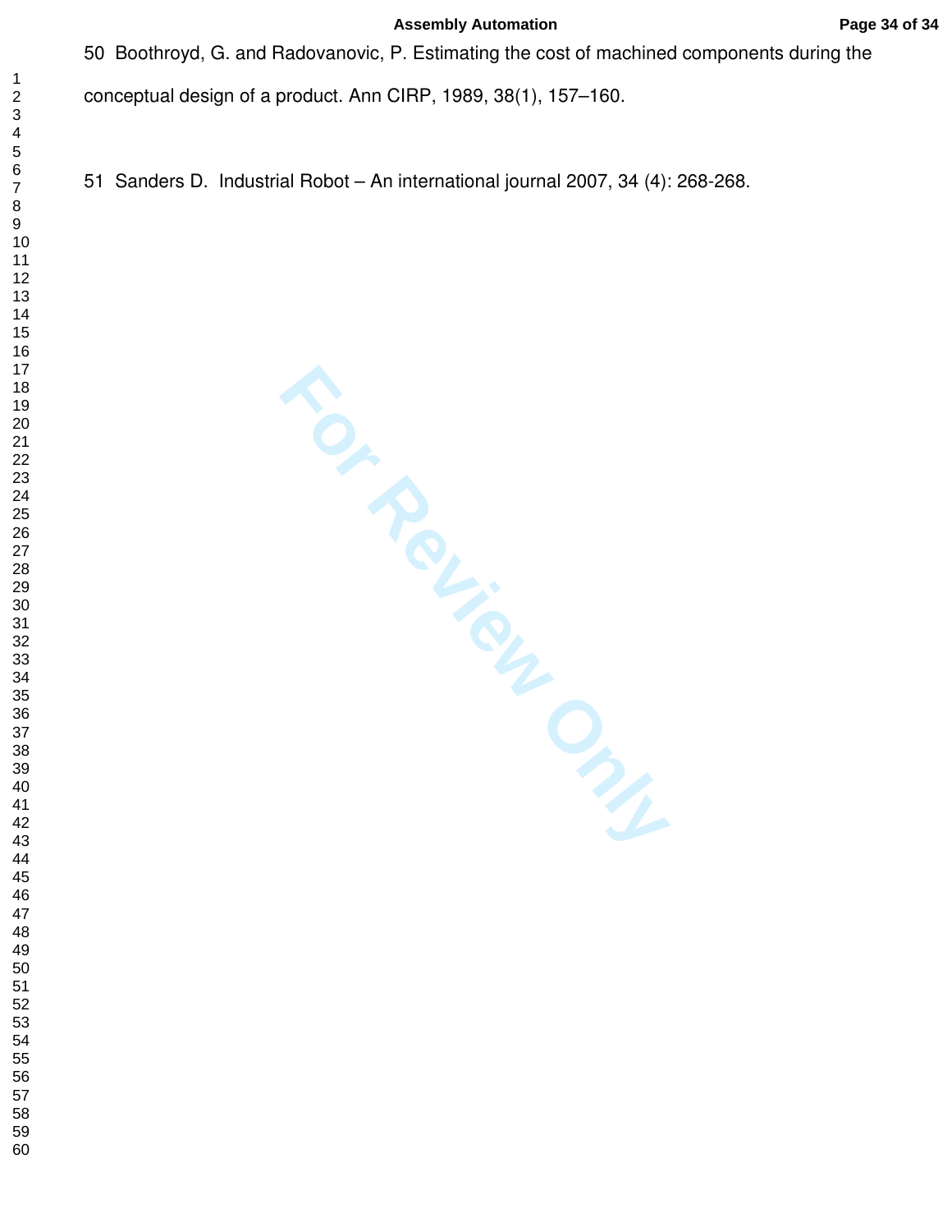50 Boothroyd, G. and Radovanovic, P. Estimating the cost of machined components during the conceptual design of a product. Ann CIRP, 1989, 38(1), 157–160.

51 Sanders D. Industrial Robot – An international journal 2007, 34 (4): 268-268.